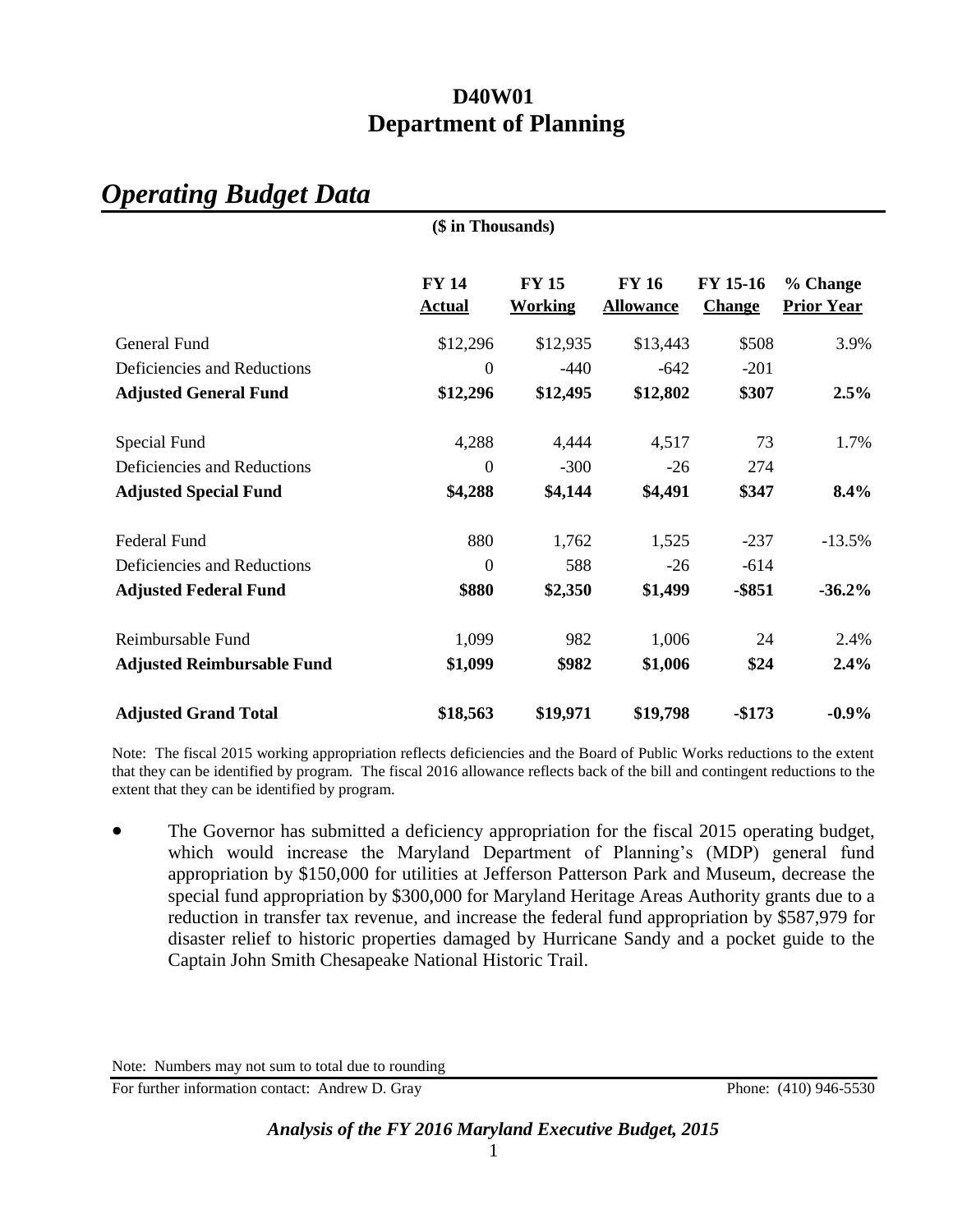# D40W01
# Department of Planning

## *Operating Budget Data*

**($ in Thousands)**

| | FY 14 Actual | FY 15 Working | FY 16 Allowance | FY 15-16 Change | % Change Prior Year |
|---|---|---|---|---|---|
| General Fund | $12,296 | $12,935 | $13,443 | $508 | 3.9% |
| Deficiencies and Reductions | 0 | -440 | -642 | -201 | |
| **Adjusted General Fund** | **$12,296** | **$12,495** | **$12,802** | **$307** | **2.5%** |
| Special Fund | 4,288 | 4,444 | 4,517 | 73 | 1.7% |
| Deficiencies and Reductions | 0 | -300 | -26 | 274 | |
| **Adjusted Special Fund** | **$4,288** | **$4,144** | **$4,491** | **$347** | **8.4%** |
| Federal Fund | 880 | 1,762 | 1,525 | -237 | -13.5% |
| Deficiencies and Reductions | 0 | 588 | -26 | -614 | |
| **Adjusted Federal Fund** | **$880** | **$2,350** | **$1,499** | **-$851** | **-36.2%** |
| Reimbursable Fund | 1,099 | 982 | 1,006 | 24 | 2.4% |
| **Adjusted Reimbursable Fund** | **$1,099** | **$982** | **$1,006** | **$24** | **2.4%** |
| **Adjusted Grand Total** | **$18,563** | **$19,971** | **$19,798** | **-$173** | **-0.9%** |

Note: The fiscal 2015 working appropriation reflects deficiencies and the Board of Public Works reductions to the extent that they can be identified by program. The fiscal 2016 allowance reflects back of the bill and contingent reductions to the extent that they can be identified by program.

- The Governor has submitted a deficiency appropriation for the fiscal 2015 operating budget, which would increase the Maryland Department of Planning's (MDP) general fund appropriation by $150,000 for utilities at Jefferson Patterson Park and Museum, decrease the special fund appropriation by $300,000 for Maryland Heritage Areas Authority grants due to a reduction in transfer tax revenue, and increase the federal fund appropriation by $587,979 for disaster relief to historic properties damaged by Hurricane Sandy and a pocket guide to the Captain John Smith Chesapeake National Historic Trail.

Note: Numbers may not sum to total due to rounding

For further information contact: Andrew D. Gray Phone: (410) 946-5530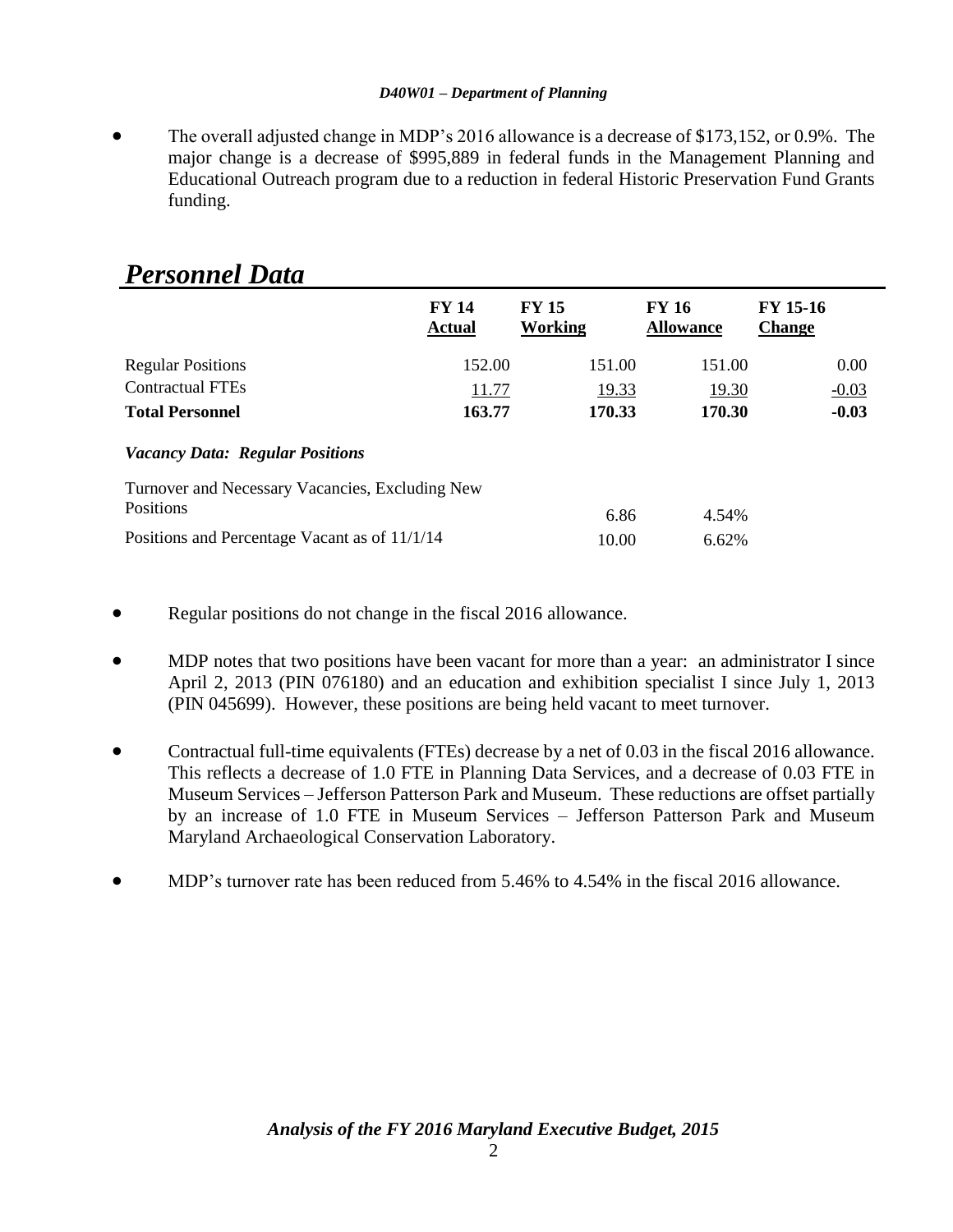- The overall adjusted change in MDP's 2016 allowance is a decrease of $173,152, or 0.9%. The major change is a decrease of $995,889 in federal funds in the Management Planning and Educational Outreach program due to a reduction in federal Historic Preservation Fund Grants funding.

## *Personnel Data*

| | FY 14 Actual | FY 15 Working | FY 16 Allowance | FY 15-16 Change |
|---|---|---|---|---|
| Regular Positions | 152.00 | 151.00 | 151.00 | 0.00 |
| Contractual FTEs | 11.77 | 19.33 | 19.30 | -0.03 |
| **Total Personnel** | **163.77** | **170.33** | **170.30** | **-0.03** |
| ***Vacancy Data: Regular Positions*** | | | | |
| Turnover and Necessary Vacancies, Excluding New Positions | | 6.86 | 4.54% | |
| Positions and Percentage Vacant as of 11/1/14 | | 10.00 | 6.62% | |

- Regular positions do not change in the fiscal 2016 allowance.

- MDP notes that two positions have been vacant for more than a year: an administrator I since April 2, 2013 (PIN 076180) and an education and exhibition specialist I since July 1, 2013 (PIN 045699). However, these positions are being held vacant to meet turnover.

- Contractual full-time equivalents (FTEs) decrease by a net of 0.03 in the fiscal 2016 allowance. This reflects a decrease of 1.0 FTE in Planning Data Services, and a decrease of 0.03 FTE in Museum Services – Jefferson Patterson Park and Museum. These reductions are offset partially by an increase of 1.0 FTE in Museum Services – Jefferson Patterson Park and Museum Maryland Archaeological Conservation Laboratory.

- MDP's turnover rate has been reduced from 5.46% to 4.54% in the fiscal 2016 allowance.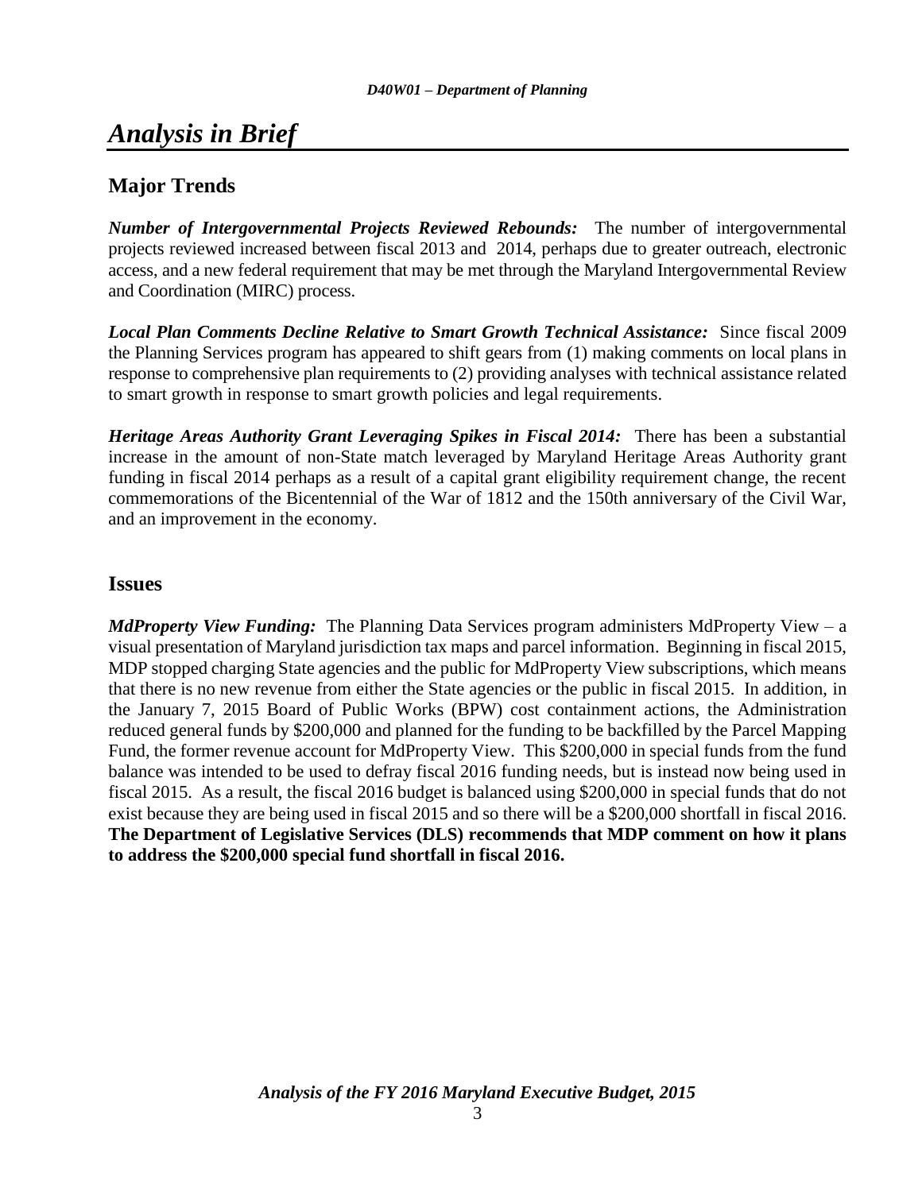# *Analysis in Brief*

## Major Trends

***Number of Intergovernmental Projects Reviewed Rebounds:*** The number of intergovernmental projects reviewed increased between fiscal 2013 and 2014, perhaps due to greater outreach, electronic access, and a new federal requirement that may be met through the Maryland Intergovernmental Review and Coordination (MIRC) process.

***Local Plan Comments Decline Relative to Smart Growth Technical Assistance:*** Since fiscal 2009 the Planning Services program has appeared to shift gears from (1) making comments on local plans in response to comprehensive plan requirements to (2) providing analyses with technical assistance related to smart growth in response to smart growth policies and legal requirements.

***Heritage Areas Authority Grant Leveraging Spikes in Fiscal 2014:*** There has been a substantial increase in the amount of non-State match leveraged by Maryland Heritage Areas Authority grant funding in fiscal 2014 perhaps as a result of a capital grant eligibility requirement change, the recent commemorations of the Bicentennial of the War of 1812 and the 150th anniversary of the Civil War, and an improvement in the economy.

## Issues

***MdProperty View Funding:*** The Planning Data Services program administers MdProperty View – a visual presentation of Maryland jurisdiction tax maps and parcel information. Beginning in fiscal 2015, MDP stopped charging State agencies and the public for MdProperty View subscriptions, which means that there is no new revenue from either the State agencies or the public in fiscal 2015. In addition, in the January 7, 2015 Board of Public Works (BPW) cost containment actions, the Administration reduced general funds by $200,000 and planned for the funding to be backfilled by the Parcel Mapping Fund, the former revenue account for MdProperty View. This $200,000 in special funds from the fund balance was intended to be used to defray fiscal 2016 funding needs, but is instead now being used in fiscal 2015. As a result, the fiscal 2016 budget is balanced using $200,000 in special funds that do not exist because they are being used in fiscal 2015 and so there will be a $200,000 shortfall in fiscal 2016. **The Department of Legislative Services (DLS) recommends that MDP comment on how it plans to address the $200,000 special fund shortfall in fiscal 2016.**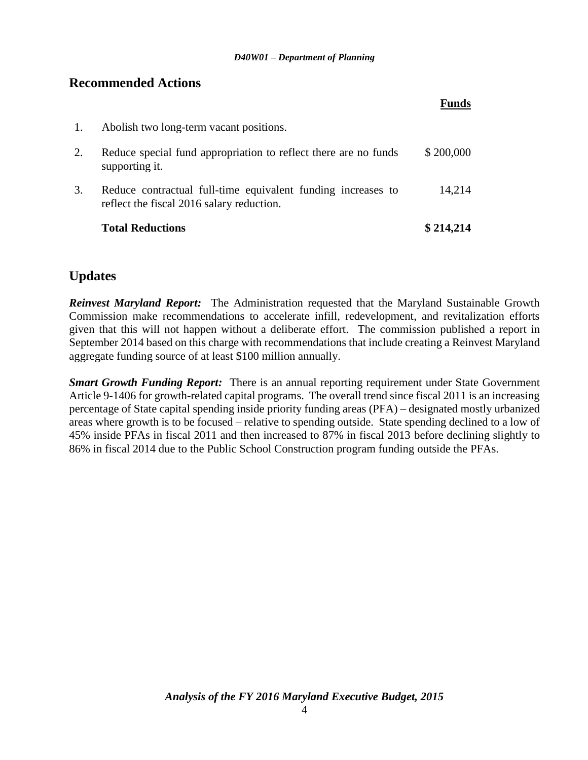## Recommended Actions

| | | Funds |
|---|---|---|
| 1. | Abolish two long-term vacant positions. | |
| 2. | Reduce special fund appropriation to reflect there are no funds supporting it. | $ 200,000 |
| 3. | Reduce contractual full-time equivalent funding increases to reflect the fiscal 2016 salary reduction. | 14,214 |
| | **Total Reductions** | **$ 214,214** |

## Updates

***Reinvest Maryland Report:*** The Administration requested that the Maryland Sustainable Growth Commission make recommendations to accelerate infill, redevelopment, and revitalization efforts given that this will not happen without a deliberate effort. The commission published a report in September 2014 based on this charge with recommendations that include creating a Reinvest Maryland aggregate funding source of at least $100 million annually.

***Smart Growth Funding Report:*** There is an annual reporting requirement under State Government Article 9-1406 for growth-related capital programs. The overall trend since fiscal 2011 is an increasing percentage of State capital spending inside priority funding areas (PFA) – designated mostly urbanized areas where growth is to be focused – relative to spending outside. State spending declined to a low of 45% inside PFAs in fiscal 2011 and then increased to 87% in fiscal 2013 before declining slightly to 86% in fiscal 2014 due to the Public School Construction program funding outside the PFAs.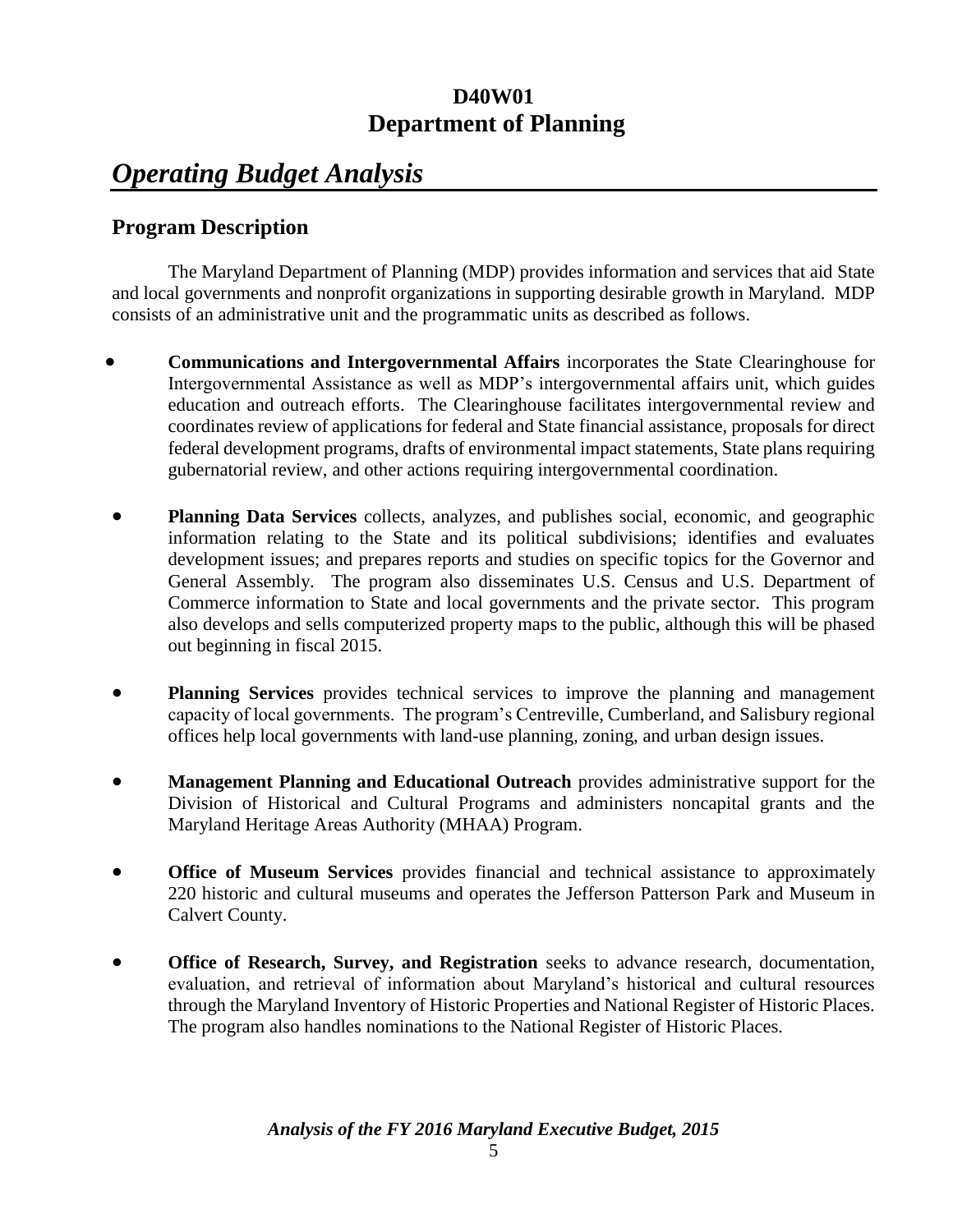# D40W01
# Department of Planning

## *Operating Budget Analysis*

### Program Description

The Maryland Department of Planning (MDP) provides information and services that aid State and local governments and nonprofit organizations in supporting desirable growth in Maryland. MDP consists of an administrative unit and the programmatic units as described as follows.

- **Communications and Intergovernmental Affairs** incorporates the State Clearinghouse for Intergovernmental Assistance as well as MDP's intergovernmental affairs unit, which guides education and outreach efforts. The Clearinghouse facilitates intergovernmental review and coordinates review of applications for federal and State financial assistance, proposals for direct federal development programs, drafts of environmental impact statements, State plans requiring gubernatorial review, and other actions requiring intergovernmental coordination.

- **Planning Data Services** collects, analyzes, and publishes social, economic, and geographic information relating to the State and its political subdivisions; identifies and evaluates development issues; and prepares reports and studies on specific topics for the Governor and General Assembly. The program also disseminates U.S. Census and U.S. Department of Commerce information to State and local governments and the private sector. This program also develops and sells computerized property maps to the public, although this will be phased out beginning in fiscal 2015.

- **Planning Services** provides technical services to improve the planning and management capacity of local governments. The program's Centreville, Cumberland, and Salisbury regional offices help local governments with land-use planning, zoning, and urban design issues.

- **Management Planning and Educational Outreach** provides administrative support for the Division of Historical and Cultural Programs and administers noncapital grants and the Maryland Heritage Areas Authority (MHAA) Program.

- **Office of Museum Services** provides financial and technical assistance to approximately 220 historic and cultural museums and operates the Jefferson Patterson Park and Museum in Calvert County.

- **Office of Research, Survey, and Registration** seeks to advance research, documentation, evaluation, and retrieval of information about Maryland's historical and cultural resources through the Maryland Inventory of Historic Properties and National Register of Historic Places. The program also handles nominations to the National Register of Historic Places.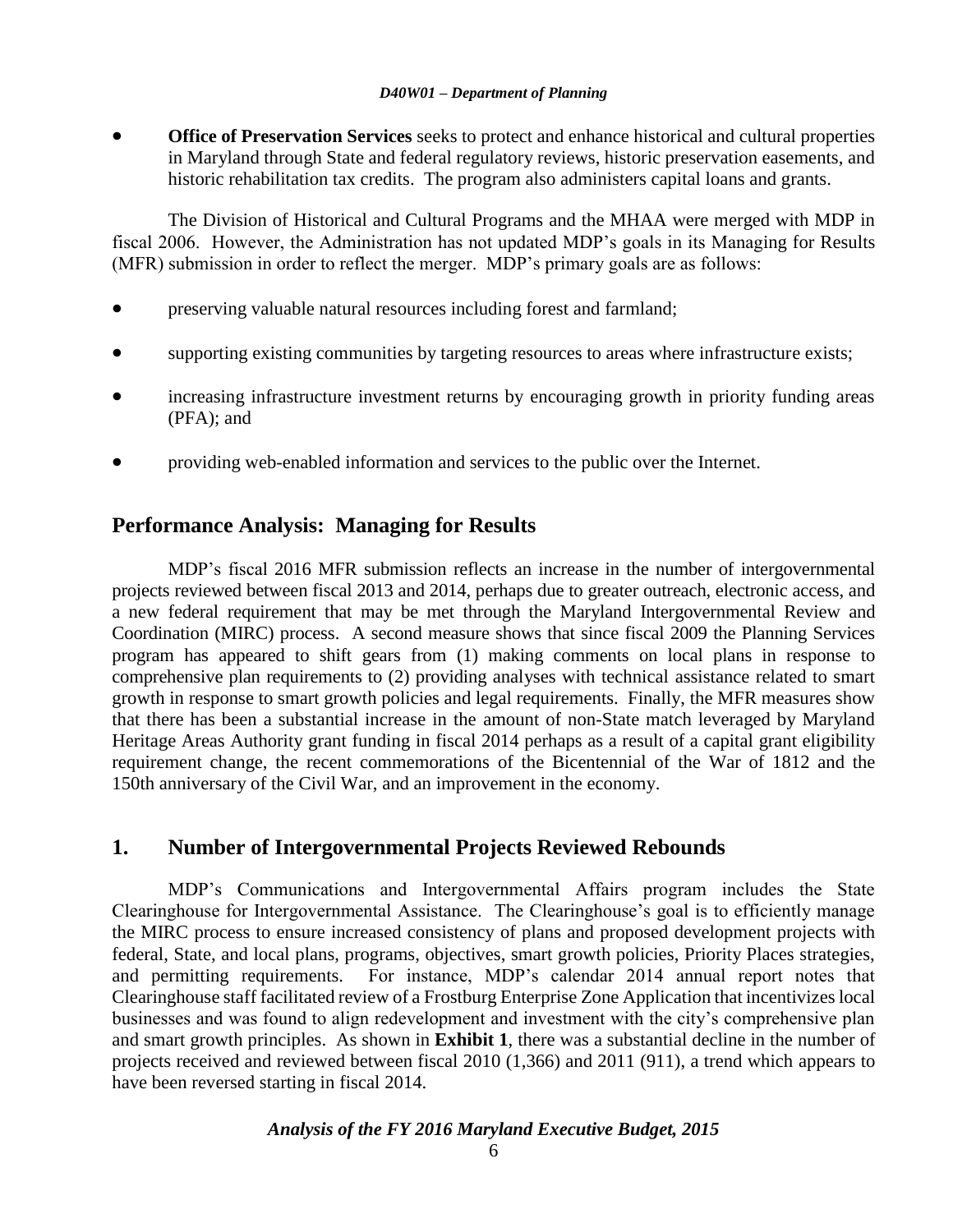- **Office of Preservation Services** seeks to protect and enhance historical and cultural properties in Maryland through State and federal regulatory reviews, historic preservation easements, and historic rehabilitation tax credits. The program also administers capital loans and grants.

The Division of Historical and Cultural Programs and the MHAA were merged with MDP in fiscal 2006. However, the Administration has not updated MDP's goals in its Managing for Results (MFR) submission in order to reflect the merger. MDP's primary goals are as follows:

- preserving valuable natural resources including forest and farmland;
- supporting existing communities by targeting resources to areas where infrastructure exists;
- increasing infrastructure investment returns by encouraging growth in priority funding areas (PFA); and
- providing web-enabled information and services to the public over the Internet.

## Performance Analysis: Managing for Results

MDP's fiscal 2016 MFR submission reflects an increase in the number of intergovernmental projects reviewed between fiscal 2013 and 2014, perhaps due to greater outreach, electronic access, and a new federal requirement that may be met through the Maryland Intergovernmental Review and Coordination (MIRC) process. A second measure shows that since fiscal 2009 the Planning Services program has appeared to shift gears from (1) making comments on local plans in response to comprehensive plan requirements to (2) providing analyses with technical assistance related to smart growth in response to smart growth policies and legal requirements. Finally, the MFR measures show that there has been a substantial increase in the amount of non-State match leveraged by Maryland Heritage Areas Authority grant funding in fiscal 2014 perhaps as a result of a capital grant eligibility requirement change, the recent commemorations of the Bicentennial of the War of 1812 and the 150th anniversary of the Civil War, and an improvement in the economy.

## 1. Number of Intergovernmental Projects Reviewed Rebounds

MDP's Communications and Intergovernmental Affairs program includes the State Clearinghouse for Intergovernmental Assistance. The Clearinghouse's goal is to efficiently manage the MIRC process to ensure increased consistency of plans and proposed development projects with federal, State, and local plans, programs, objectives, smart growth policies, Priority Places strategies, and permitting requirements. For instance, MDP's calendar 2014 annual report notes that Clearinghouse staff facilitated review of a Frostburg Enterprise Zone Application that incentivizes local businesses and was found to align redevelopment and investment with the city's comprehensive plan and smart growth principles. As shown in **Exhibit 1**, there was a substantial decline in the number of projects received and reviewed between fiscal 2010 (1,366) and 2011 (911), a trend which appears to have been reversed starting in fiscal 2014.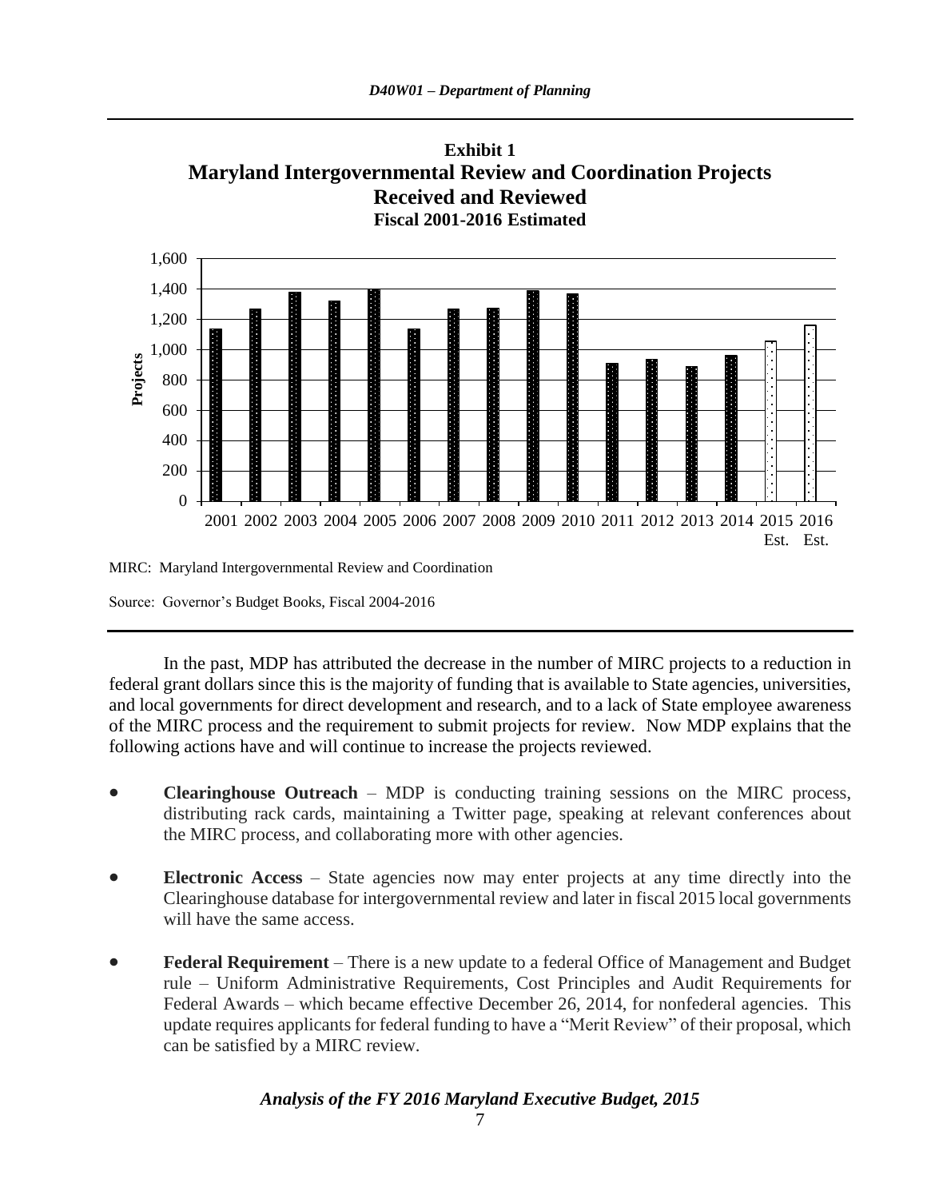**Exhibit 1**
**Maryland Intergovernmental Review and Coordination Projects Received and Reviewed**
**Fiscal 2001-2016 Estimated**

MIRC: Maryland Intergovernmental Review and Coordination

Source: Governor's Budget Books, Fiscal 2004-2016

In the past, MDP has attributed the decrease in the number of MIRC projects to a reduction in federal grant dollars since this is the majority of funding that is available to State agencies, universities, and local governments for direct development and research, and to a lack of State employee awareness of the MIRC process and the requirement to submit projects for review. Now MDP explains that the following actions have and will continue to increase the projects reviewed.

- **Clearinghouse Outreach** – MDP is conducting training sessions on the MIRC process, distributing rack cards, maintaining a Twitter page, speaking at relevant conferences about the MIRC process, and collaborating more with other agencies.

- **Electronic Access** – State agencies now may enter projects at any time directly into the Clearinghouse database for intergovernmental review and later in fiscal 2015 local governments will have the same access.

- **Federal Requirement** – There is a new update to a federal Office of Management and Budget rule – Uniform Administrative Requirements, Cost Principles and Audit Requirements for Federal Awards – which became effective December 26, 2014, for nonfederal agencies. This update requires applicants for federal funding to have a "Merit Review" of their proposal, which can be satisfied by a MIRC review.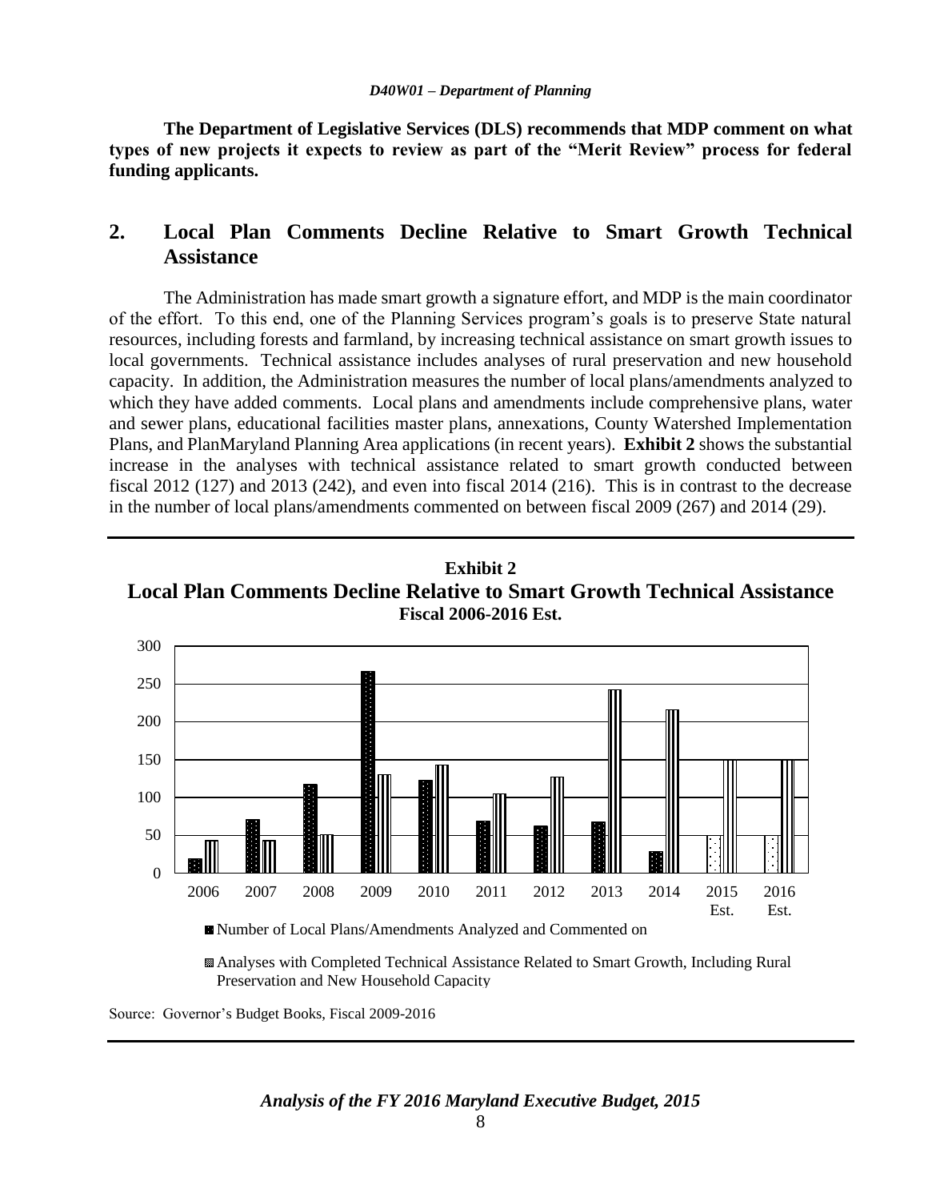**The Department of Legislative Services (DLS) recommends that MDP comment on what types of new projects it expects to review as part of the "Merit Review" process for federal funding applicants.**

## 2. Local Plan Comments Decline Relative to Smart Growth Technical Assistance

The Administration has made smart growth a signature effort, and MDP is the main coordinator of the effort. To this end, one of the Planning Services program's goals is to preserve State natural resources, including forests and farmland, by increasing technical assistance on smart growth issues to local governments. Technical assistance includes analyses of rural preservation and new household capacity. In addition, the Administration measures the number of local plans/amendments analyzed to which they have added comments. Local plans and amendments include comprehensive plans, water and sewer plans, educational facilities master plans, annexations, County Watershed Implementation Plans, and PlanMaryland Planning Area applications (in recent years). **Exhibit 2** shows the substantial increase in the analyses with technical assistance related to smart growth conducted between fiscal 2012 (127) and 2013 (242), and even into fiscal 2014 (216). This is in contrast to the decrease in the number of local plans/amendments commented on between fiscal 2009 (267) and 2014 (29).

**Exhibit 2**
**Local Plan Comments Decline Relative to Smart Growth Technical Assistance**
**Fiscal 2006-2016 Est.**

| | 2006 | 2007 | 2008 | 2009 | 2010 | 2011 | 2012 | 2013 | 2014 | 2015 Est. | 2016 Est. |
|---|---|---|---|---|---|---|---|---|---|---|---|
| Number of Local Plans/Amendments Analyzed and Commented on | 19 | 71 | 118 | 267 | 123 | 69 | 63 | 68 | 29 | 50 | 50 |
| Analyses with Completed Technical Assistance Related to Smart Growth, Including Rural Preservation and New Household Capacity | 43 | 43 | 51 | 130 | 143 | 105 | 127 | 242 | 216 | 150 | 150 |

Source: Governor's Budget Books, Fiscal 2009-2016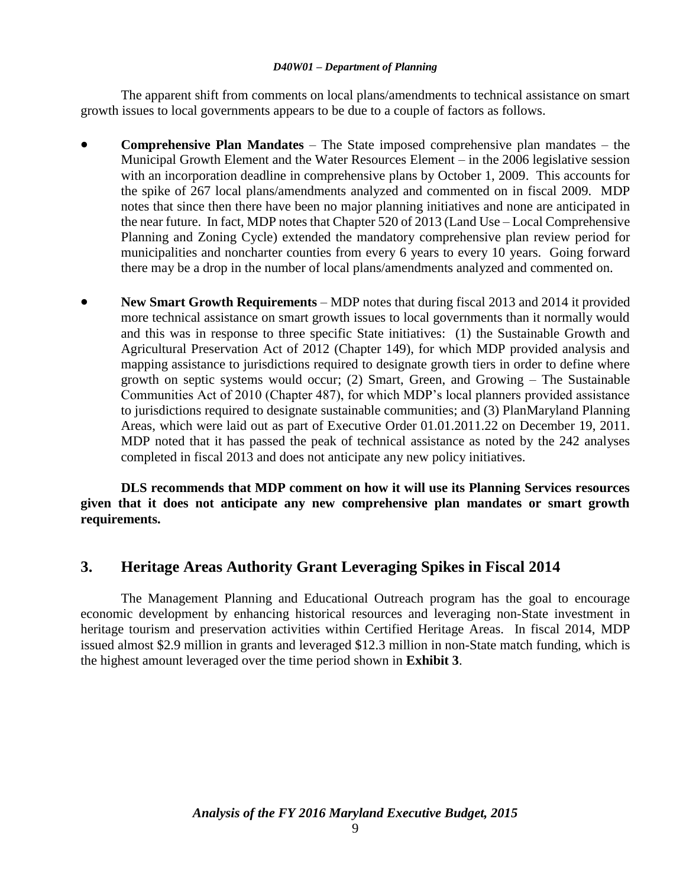The apparent shift from comments on local plans/amendments to technical assistance on smart growth issues to local governments appears to be due to a couple of factors as follows.

- **Comprehensive Plan Mandates** – The State imposed comprehensive plan mandates – the Municipal Growth Element and the Water Resources Element – in the 2006 legislative session with an incorporation deadline in comprehensive plans by October 1, 2009. This accounts for the spike of 267 local plans/amendments analyzed and commented on in fiscal 2009. MDP notes that since then there have been no major planning initiatives and none are anticipated in the near future. In fact, MDP notes that Chapter 520 of 2013 (Land Use – Local Comprehensive Planning and Zoning Cycle) extended the mandatory comprehensive plan review period for municipalities and noncharter counties from every 6 years to every 10 years. Going forward there may be a drop in the number of local plans/amendments analyzed and commented on.

- **New Smart Growth Requirements** – MDP notes that during fiscal 2013 and 2014 it provided more technical assistance on smart growth issues to local governments than it normally would and this was in response to three specific State initiatives: (1) the Sustainable Growth and Agricultural Preservation Act of 2012 (Chapter 149), for which MDP provided analysis and mapping assistance to jurisdictions required to designate growth tiers in order to define where growth on septic systems would occur; (2) Smart, Green, and Growing – The Sustainable Communities Act of 2010 (Chapter 487), for which MDP's local planners provided assistance to jurisdictions required to designate sustainable communities; and (3) PlanMaryland Planning Areas, which were laid out as part of Executive Order 01.01.2011.22 on December 19, 2011. MDP noted that it has passed the peak of technical assistance as noted by the 242 analyses completed in fiscal 2013 and does not anticipate any new policy initiatives.

**DLS recommends that MDP comment on how it will use its Planning Services resources given that it does not anticipate any new comprehensive plan mandates or smart growth requirements.**

## 3. Heritage Areas Authority Grant Leveraging Spikes in Fiscal 2014

The Management Planning and Educational Outreach program has the goal to encourage economic development by enhancing historical resources and leveraging non-State investment in heritage tourism and preservation activities within Certified Heritage Areas. In fiscal 2014, MDP issued almost $2.9 million in grants and leveraged $12.3 million in non-State match funding, which is the highest amount leveraged over the time period shown in **Exhibit 3**.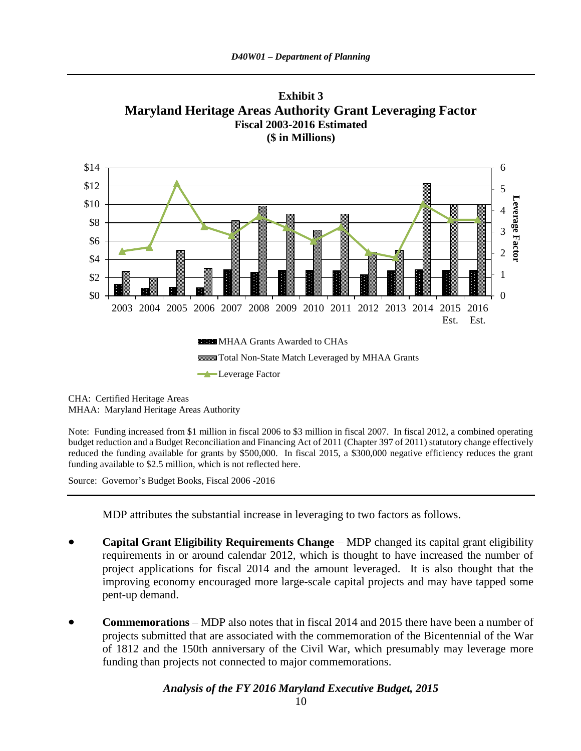**Exhibit 3**
**Maryland Heritage Areas Authority Grant Leveraging Factor**
**Fiscal 2003-2016 Estimated**
**($ in Millions)**

CHA: Certified Heritage Areas
MHAA: Maryland Heritage Areas Authority

Note: Funding increased from $1 million in fiscal 2006 to $3 million in fiscal 2007. In fiscal 2012, a combined operating budget reduction and a Budget Reconciliation and Financing Act of 2011 (Chapter 397 of 2011) statutory change effectively reduced the funding available for grants by $500,000. In fiscal 2015, a $300,000 negative efficiency reduces the grant funding available to $2.5 million, which is not reflected here.

Source: Governor's Budget Books, Fiscal 2006 -2016

MDP attributes the substantial increase in leveraging to two factors as follows.

- **Capital Grant Eligibility Requirements Change** – MDP changed its capital grant eligibility requirements in or around calendar 2012, which is thought to have increased the number of project applications for fiscal 2014 and the amount leveraged. It is also thought that the improving economy encouraged more large-scale capital projects and may have tapped some pent-up demand.

- **Commemorations** – MDP also notes that in fiscal 2014 and 2015 there have been a number of projects submitted that are associated with the commemoration of the Bicentennial of the War of 1812 and the 150th anniversary of the Civil War, which presumably may leverage more funding than projects not connected to major commemorations.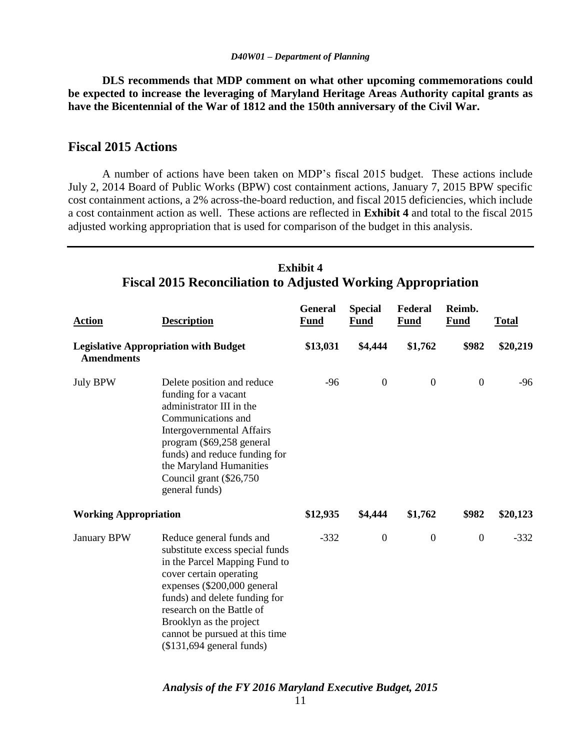**DLS recommends that MDP comment on what other upcoming commemorations could be expected to increase the leveraging of Maryland Heritage Areas Authority capital grants as have the Bicentennial of the War of 1812 and the 150th anniversary of the Civil War.**

## Fiscal 2015 Actions

A number of actions have been taken on MDP's fiscal 2015 budget. These actions include July 2, 2014 Board of Public Works (BPW) cost containment actions, January 7, 2015 BPW specific cost containment actions, a 2% across-the-board reduction, and fiscal 2015 deficiencies, which include a cost containment action as well. These actions are reflected in **Exhibit 4** and total to the fiscal 2015 adjusted working appropriation that is used for comparison of the budget in this analysis.

**Exhibit 4**
**Fiscal 2015 Reconciliation to Adjusted Working Appropriation**

| Action | Description | General Fund | Special Fund | Federal Fund | Reimb. Fund | Total |
|---|---|---|---|---|---|---|
| **Legislative Appropriation with Budget Amendments** | | **$13,031** | **$4,444** | **$1,762** | **$982** | **$20,219** |
| July BPW | Delete position and reduce funding for a vacant administrator III in the Communications and Intergovernmental Affairs program ($69,258 general funds) and reduce funding for the Maryland Humanities Council grant ($26,750 general funds) | -96 | 0 | 0 | 0 | -96 |
| **Working Appropriation** | | **$12,935** | **$4,444** | **$1,762** | **$982** | **$20,123** |
| January BPW | Reduce general funds and substitute excess special funds in the Parcel Mapping Fund to cover certain operating expenses ($200,000 general funds) and delete funding for research on the Battle of Brooklyn as the project cannot be pursued at this time ($131,694 general funds) | -332 | 0 | 0 | 0 | -332 |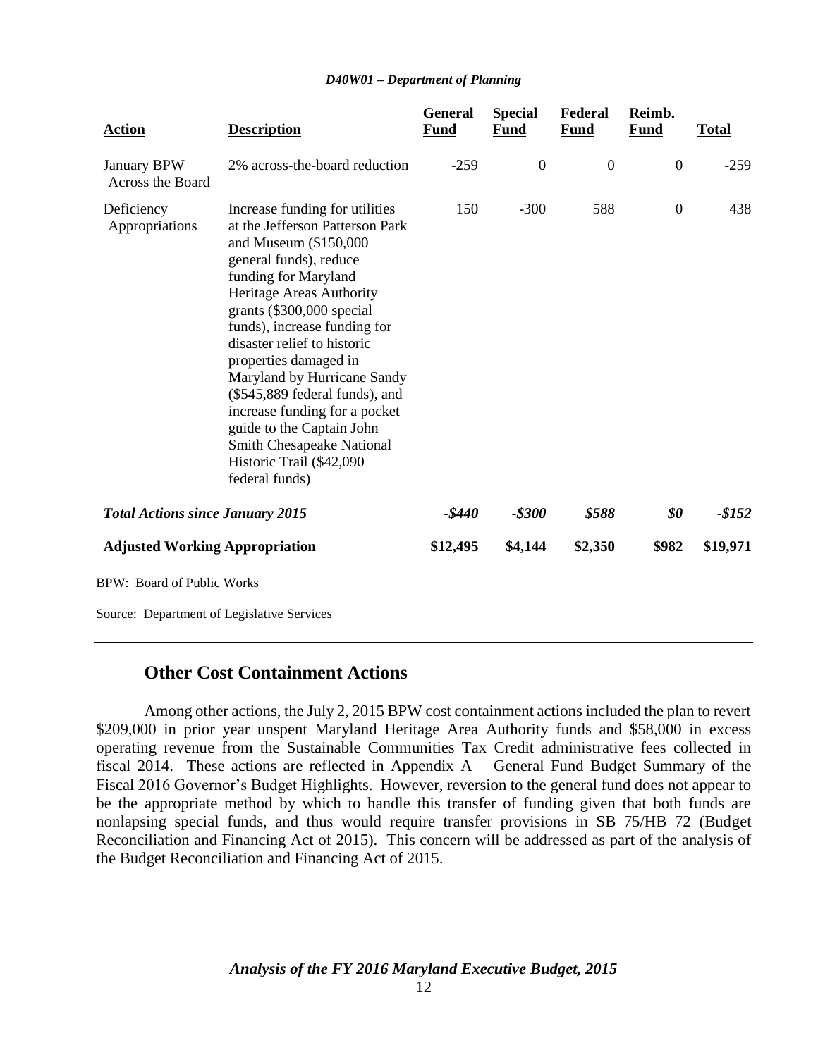| Action | Description | General Fund | Special Fund | Federal Fund | Reimb. Fund | Total |
|---|---|---|---|---|---|---|
| January BPW Across the Board | 2% across-the-board reduction | -259 | 0 | 0 | 0 | -259 |
| Deficiency Appropriations | Increase funding for utilities at the Jefferson Patterson Park and Museum ($150,000 general funds), reduce funding for Maryland Heritage Areas Authority grants ($300,000 special funds), increase funding for disaster relief to historic properties damaged in Maryland by Hurricane Sandy ($545,889 federal funds), and increase funding for a pocket guide to the Captain John Smith Chesapeake National Historic Trail ($42,090 federal funds) | 150 | -300 | 588 | 0 | 438 |
| ***Total Actions since January 2015*** | | ***-$440*** | ***-$300*** | ***$588*** | ***$0*** | ***-$152*** |
| **Adjusted Working Appropriation** | | **$12,495** | **$4,144** | **$2,350** | **$982** | **$19,971** |

BPW: Board of Public Works

Source: Department of Legislative Services

## Other Cost Containment Actions

Among other actions, the July 2, 2015 BPW cost containment actions included the plan to revert $209,000 in prior year unspent Maryland Heritage Area Authority funds and $58,000 in excess operating revenue from the Sustainable Communities Tax Credit administrative fees collected in fiscal 2014. These actions are reflected in Appendix A – General Fund Budget Summary of the Fiscal 2016 Governor's Budget Highlights. However, reversion to the general fund does not appear to be the appropriate method by which to handle this transfer of funding given that both funds are nonlapsing special funds, and thus would require transfer provisions in SB 75/HB 72 (Budget Reconciliation and Financing Act of 2015). This concern will be addressed as part of the analysis of the Budget Reconciliation and Financing Act of 2015.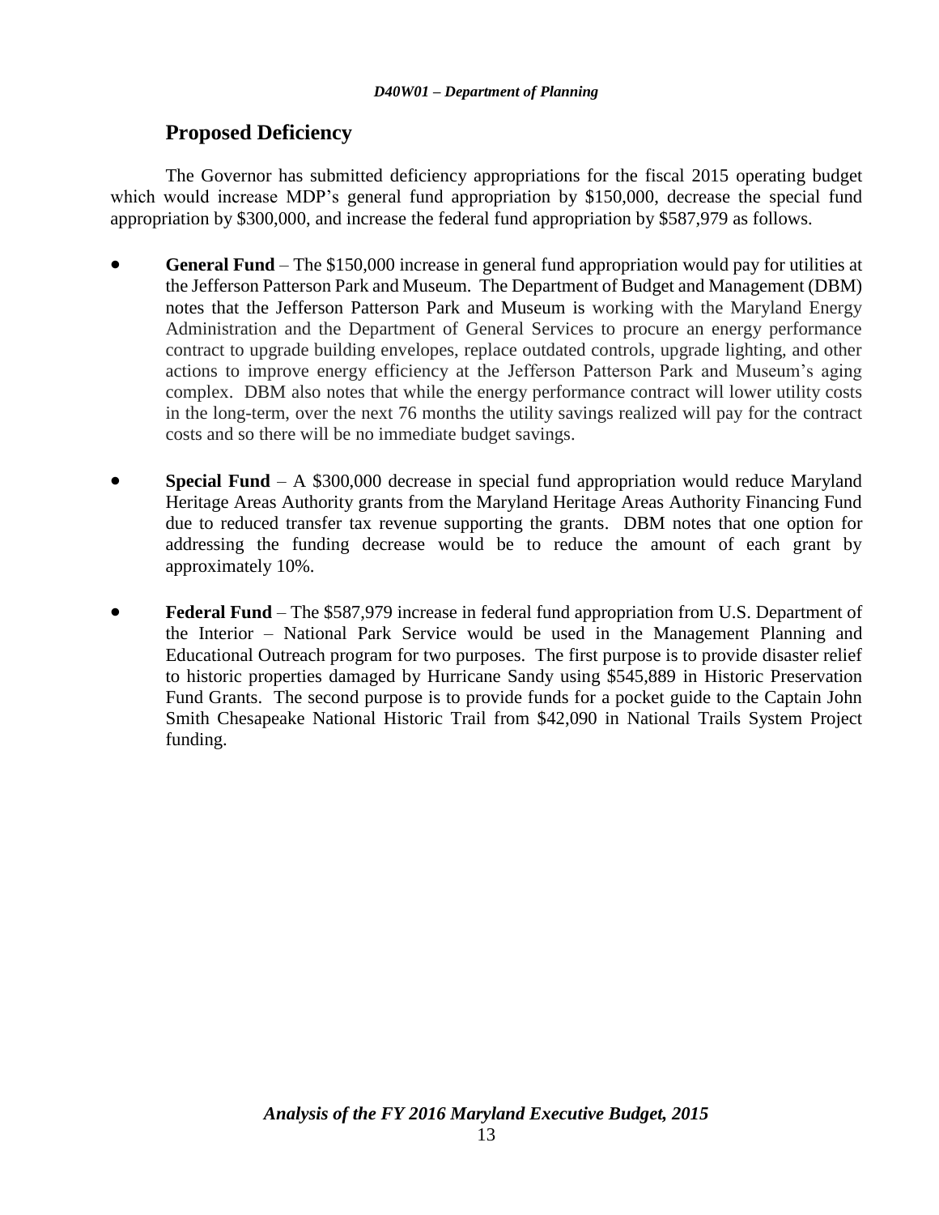## Proposed Deficiency

The Governor has submitted deficiency appropriations for the fiscal 2015 operating budget which would increase MDP's general fund appropriation by $150,000, decrease the special fund appropriation by $300,000, and increase the federal fund appropriation by $587,979 as follows.

- **General Fund** – The $150,000 increase in general fund appropriation would pay for utilities at the Jefferson Patterson Park and Museum. The Department of Budget and Management (DBM) notes that the Jefferson Patterson Park and Museum is working with the Maryland Energy Administration and the Department of General Services to procure an energy performance contract to upgrade building envelopes, replace outdated controls, upgrade lighting, and other actions to improve energy efficiency at the Jefferson Patterson Park and Museum's aging complex. DBM also notes that while the energy performance contract will lower utility costs in the long-term, over the next 76 months the utility savings realized will pay for the contract costs and so there will be no immediate budget savings.

- **Special Fund** – A $300,000 decrease in special fund appropriation would reduce Maryland Heritage Areas Authority grants from the Maryland Heritage Areas Authority Financing Fund due to reduced transfer tax revenue supporting the grants. DBM notes that one option for addressing the funding decrease would be to reduce the amount of each grant by approximately 10%.

- **Federal Fund** – The $587,979 increase in federal fund appropriation from U.S. Department of the Interior – National Park Service would be used in the Management Planning and Educational Outreach program for two purposes. The first purpose is to provide disaster relief to historic properties damaged by Hurricane Sandy using $545,889 in Historic Preservation Fund Grants. The second purpose is to provide funds for a pocket guide to the Captain John Smith Chesapeake National Historic Trail from $42,090 in National Trails System Project funding.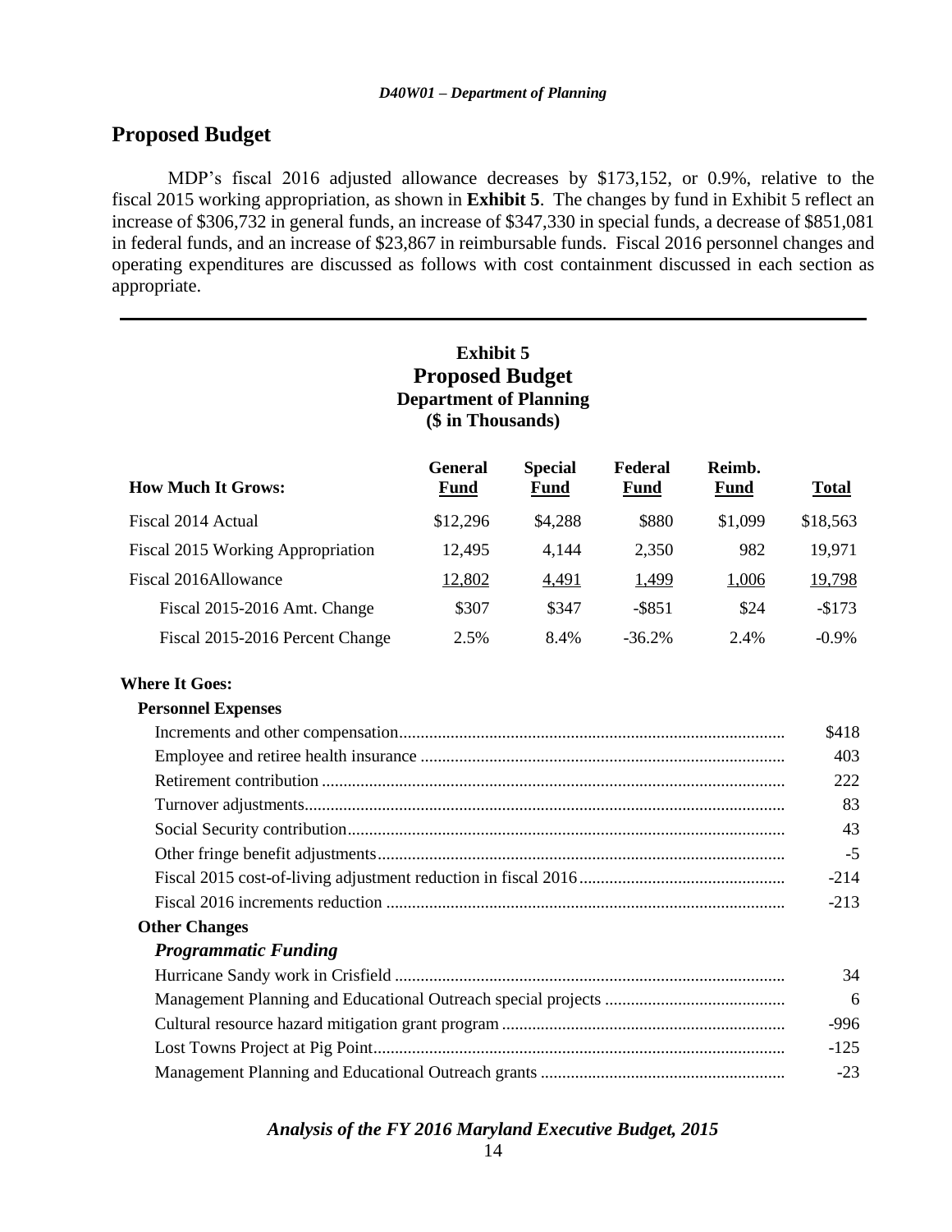## Proposed Budget

MDP's fiscal 2016 adjusted allowance decreases by $173,152, or 0.9%, relative to the fiscal 2015 working appropriation, as shown in **Exhibit 5**. The changes by fund in Exhibit 5 reflect an increase of $306,732 in general funds, an increase of $347,330 in special funds, a decrease of $851,081 in federal funds, and an increase of $23,867 in reimbursable funds. Fiscal 2016 personnel changes and operating expenditures are discussed as follows with cost containment discussed in each section as appropriate.

**Exhibit 5**
**Proposed Budget**
**Department of Planning**
**($ in Thousands)**

| How Much It Grows: | General Fund | Special Fund | Federal Fund | Reimb. Fund | Total |
|---|---|---|---|---|---|
| Fiscal 2014 Actual | $12,296 | $4,288 | $880 | $1,099 | $18,563 |
| Fiscal 2015 Working Appropriation | 12,495 | 4,144 | 2,350 | 982 | 19,971 |
| Fiscal 2016Allowance | 12,802 | 4,491 | 1,499 | 1,006 | 19,798 |
| Fiscal 2015-2016 Amt. Change | $307 | $347 | -$851 | $24 | -$173 |
| Fiscal 2015-2016 Percent Change | 2.5% | 8.4% | -36.2% | 2.4% | -0.9% |

| Where It Goes: | |
|---|---|
| **Personnel Expenses** | |
| Increments and other compensation | $418 |
| Employee and retiree health insurance | 403 |
| Retirement contribution | 222 |
| Turnover adjustments | 83 |
| Social Security contribution | 43 |
| Other fringe benefit adjustments | -5 |
| Fiscal 2015 cost-of-living adjustment reduction in fiscal 2016 | -214 |
| Fiscal 2016 increments reduction | -213 |
| **Other Changes** | |
| ***Programmatic Funding*** | |
| Hurricane Sandy work in Crisfield | 34 |
| Management Planning and Educational Outreach special projects | 6 |
| Cultural resource hazard mitigation grant program | -996 |
| Lost Towns Project at Pig Point | -125 |
| Management Planning and Educational Outreach grants | -23 |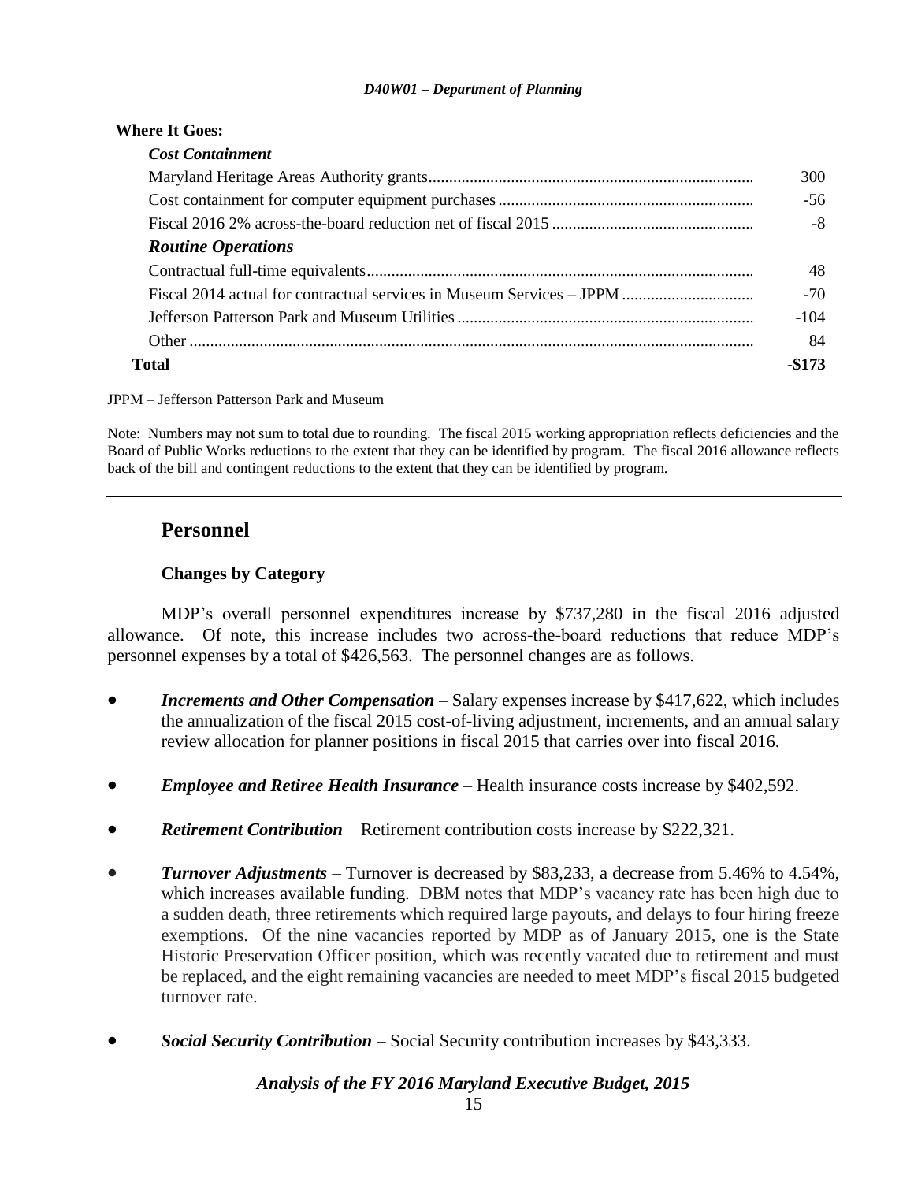**Where It Goes:**

| | |
|---|---|
| ***Cost Containment*** | |
| Maryland Heritage Areas Authority grants | 300 |
| Cost containment for computer equipment purchases | -56 |
| Fiscal 2016 2% across-the-board reduction net of fiscal 2015 | -8 |
| ***Routine Operations*** | |
| Contractual full-time equivalents | 48 |
| Fiscal 2014 actual for contractual services in Museum Services – JPPM | -70 |
| Jefferson Patterson Park and Museum Utilities | -104 |
| Other | 84 |
| **Total** | **-$173** |

JPPM – Jefferson Patterson Park and Museum

Note: Numbers may not sum to total due to rounding. The fiscal 2015 working appropriation reflects deficiencies and the Board of Public Works reductions to the extent that they can be identified by program. The fiscal 2016 allowance reflects back of the bill and contingent reductions to the extent that they can be identified by program.

## Personnel

### Changes by Category

MDP's overall personnel expenditures increase by $737,280 in the fiscal 2016 adjusted allowance. Of note, this increase includes two across-the-board reductions that reduce MDP's personnel expenses by a total of $426,563. The personnel changes are as follows.

- ***Increments and Other Compensation*** – Salary expenses increase by $417,622, which includes the annualization of the fiscal 2015 cost-of-living adjustment, increments, and an annual salary review allocation for planner positions in fiscal 2015 that carries over into fiscal 2016.
- ***Employee and Retiree Health Insurance*** – Health insurance costs increase by $402,592.
- ***Retirement Contribution*** – Retirement contribution costs increase by $222,321.
- ***Turnover Adjustments*** – Turnover is decreased by $83,233, a decrease from 5.46% to 4.54%, which increases available funding. DBM notes that MDP's vacancy rate has been high due to a sudden death, three retirements which required large payouts, and delays to four hiring freeze exemptions. Of the nine vacancies reported by MDP as of January 2015, one is the State Historic Preservation Officer position, which was recently vacated due to retirement and must be replaced, and the eight remaining vacancies are needed to meet MDP's fiscal 2015 budgeted turnover rate.
- ***Social Security Contribution*** – Social Security contribution increases by $43,333.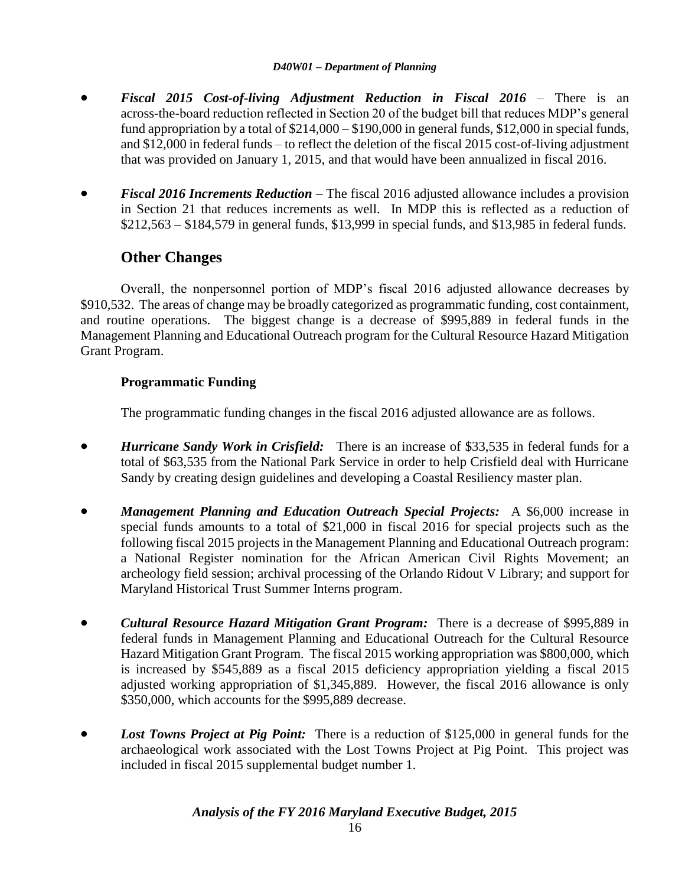- ***Fiscal 2015 Cost-of-living Adjustment Reduction in Fiscal 2016*** – There is an across-the-board reduction reflected in Section 20 of the budget bill that reduces MDP's general fund appropriation by a total of $214,000 – $190,000 in general funds, $12,000 in special funds, and $12,000 in federal funds – to reflect the deletion of the fiscal 2015 cost-of-living adjustment that was provided on January 1, 2015, and that would have been annualized in fiscal 2016.

- ***Fiscal 2016 Increments Reduction*** – The fiscal 2016 adjusted allowance includes a provision in Section 21 that reduces increments as well. In MDP this is reflected as a reduction of $212,563 – $184,579 in general funds, $13,999 in special funds, and $13,985 in federal funds.

## Other Changes

Overall, the nonpersonnel portion of MDP's fiscal 2016 adjusted allowance decreases by $910,532. The areas of change may be broadly categorized as programmatic funding, cost containment, and routine operations. The biggest change is a decrease of $995,889 in federal funds in the Management Planning and Educational Outreach program for the Cultural Resource Hazard Mitigation Grant Program.

### Programmatic Funding

The programmatic funding changes in the fiscal 2016 adjusted allowance are as follows.

- ***Hurricane Sandy Work in Crisfield:*** There is an increase of $33,535 in federal funds for a total of $63,535 from the National Park Service in order to help Crisfield deal with Hurricane Sandy by creating design guidelines and developing a Coastal Resiliency master plan.

- ***Management Planning and Education Outreach Special Projects:*** A $6,000 increase in special funds amounts to a total of $21,000 in fiscal 2016 for special projects such as the following fiscal 2015 projects in the Management Planning and Educational Outreach program: a National Register nomination for the African American Civil Rights Movement; an archeology field session; archival processing of the Orlando Ridout V Library; and support for Maryland Historical Trust Summer Interns program.

- ***Cultural Resource Hazard Mitigation Grant Program:*** There is a decrease of $995,889 in federal funds in Management Planning and Educational Outreach for the Cultural Resource Hazard Mitigation Grant Program. The fiscal 2015 working appropriation was $800,000, which is increased by $545,889 as a fiscal 2015 deficiency appropriation yielding a fiscal 2015 adjusted working appropriation of $1,345,889. However, the fiscal 2016 allowance is only $350,000, which accounts for the $995,889 decrease.

- ***Lost Towns Project at Pig Point:*** There is a reduction of $125,000 in general funds for the archaeological work associated with the Lost Towns Project at Pig Point. This project was included in fiscal 2015 supplemental budget number 1.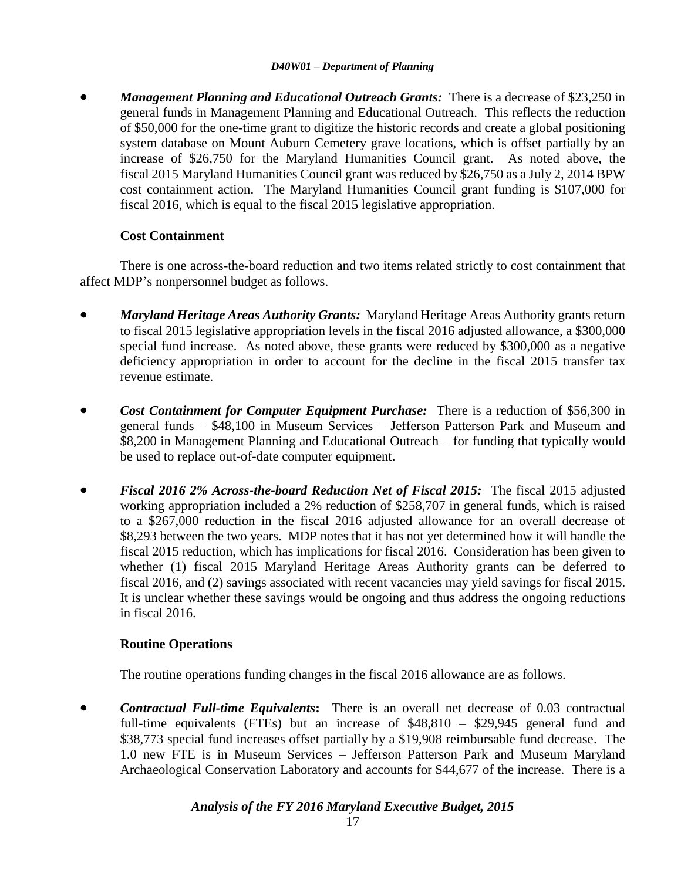- ***Management Planning and Educational Outreach Grants:*** There is a decrease of $23,250 in general funds in Management Planning and Educational Outreach. This reflects the reduction of $50,000 for the one-time grant to digitize the historic records and create a global positioning system database on Mount Auburn Cemetery grave locations, which is offset partially by an increase of $26,750 for the Maryland Humanities Council grant. As noted above, the fiscal 2015 Maryland Humanities Council grant was reduced by $26,750 as a July 2, 2014 BPW cost containment action. The Maryland Humanities Council grant funding is $107,000 for fiscal 2016, which is equal to the fiscal 2015 legislative appropriation.

**Cost Containment**

There is one across-the-board reduction and two items related strictly to cost containment that affect MDP's nonpersonnel budget as follows.

- ***Maryland Heritage Areas Authority Grants:*** Maryland Heritage Areas Authority grants return to fiscal 2015 legislative appropriation levels in the fiscal 2016 adjusted allowance, a $300,000 special fund increase. As noted above, these grants were reduced by $300,000 as a negative deficiency appropriation in order to account for the decline in the fiscal 2015 transfer tax revenue estimate.

- ***Cost Containment for Computer Equipment Purchase:*** There is a reduction of $56,300 in general funds – $48,100 in Museum Services – Jefferson Patterson Park and Museum and $8,200 in Management Planning and Educational Outreach – for funding that typically would be used to replace out-of-date computer equipment.

- ***Fiscal 2016 2% Across-the-board Reduction Net of Fiscal 2015:*** The fiscal 2015 adjusted working appropriation included a 2% reduction of $258,707 in general funds, which is raised to a $267,000 reduction in the fiscal 2016 adjusted allowance for an overall decrease of $8,293 between the two years. MDP notes that it has not yet determined how it will handle the fiscal 2015 reduction, which has implications for fiscal 2016. Consideration has been given to whether (1) fiscal 2015 Maryland Heritage Areas Authority grants can be deferred to fiscal 2016, and (2) savings associated with recent vacancies may yield savings for fiscal 2015. It is unclear whether these savings would be ongoing and thus address the ongoing reductions in fiscal 2016.

**Routine Operations**

The routine operations funding changes in the fiscal 2016 allowance are as follows.

- ***Contractual Full-time Equivalents*****:** There is an overall net decrease of 0.03 contractual full-time equivalents (FTEs) but an increase of $48,810 – $29,945 general fund and $38,773 special fund increases offset partially by a $19,908 reimbursable fund decrease. The 1.0 new FTE is in Museum Services – Jefferson Patterson Park and Museum Maryland Archaeological Conservation Laboratory and accounts for $44,677 of the increase. There is a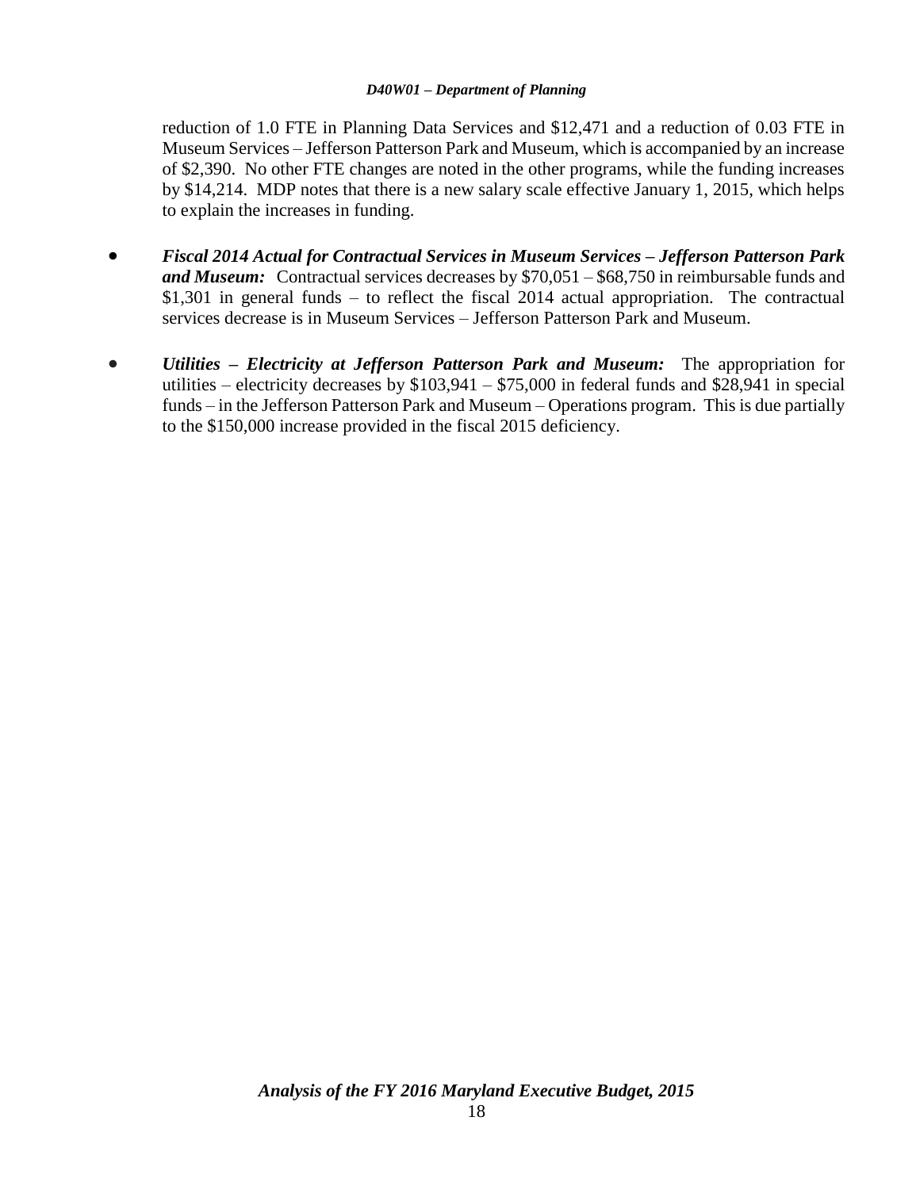reduction of 1.0 FTE in Planning Data Services and $12,471 and a reduction of 0.03 FTE in Museum Services – Jefferson Patterson Park and Museum, which is accompanied by an increase of $2,390. No other FTE changes are noted in the other programs, while the funding increases by $14,214. MDP notes that there is a new salary scale effective January 1, 2015, which helps to explain the increases in funding.

- ***Fiscal 2014 Actual for Contractual Services in Museum Services – Jefferson Patterson Park and Museum:*** Contractual services decreases by $70,051 – $68,750 in reimbursable funds and $1,301 in general funds – to reflect the fiscal 2014 actual appropriation. The contractual services decrease is in Museum Services – Jefferson Patterson Park and Museum.

- ***Utilities – Electricity at Jefferson Patterson Park and Museum:*** The appropriation for utilities – electricity decreases by $103,941 – $75,000 in federal funds and $28,941 in special funds – in the Jefferson Patterson Park and Museum – Operations program. This is due partially to the $150,000 increase provided in the fiscal 2015 deficiency.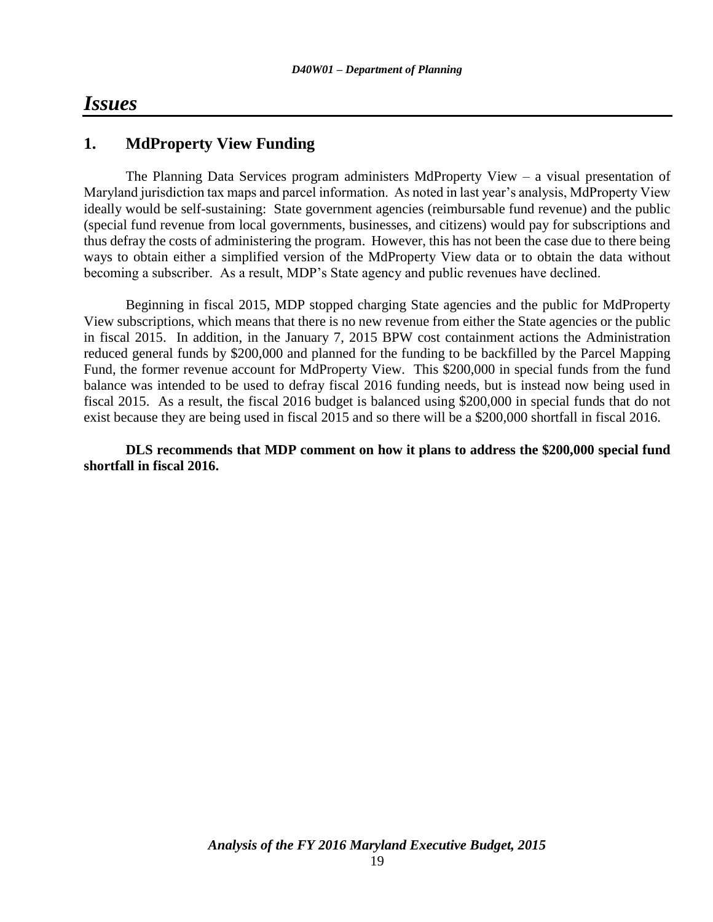# *Issues*

## 1. MdProperty View Funding

The Planning Data Services program administers MdProperty View – a visual presentation of Maryland jurisdiction tax maps and parcel information. As noted in last year's analysis, MdProperty View ideally would be self-sustaining: State government agencies (reimbursable fund revenue) and the public (special fund revenue from local governments, businesses, and citizens) would pay for subscriptions and thus defray the costs of administering the program. However, this has not been the case due to there being ways to obtain either a simplified version of the MdProperty View data or to obtain the data without becoming a subscriber. As a result, MDP's State agency and public revenues have declined.

Beginning in fiscal 2015, MDP stopped charging State agencies and the public for MdProperty View subscriptions, which means that there is no new revenue from either the State agencies or the public in fiscal 2015. In addition, in the January 7, 2015 BPW cost containment actions the Administration reduced general funds by $200,000 and planned for the funding to be backfilled by the Parcel Mapping Fund, the former revenue account for MdProperty View. This $200,000 in special funds from the fund balance was intended to be used to defray fiscal 2016 funding needs, but is instead now being used in fiscal 2015. As a result, the fiscal 2016 budget is balanced using $200,000 in special funds that do not exist because they are being used in fiscal 2015 and so there will be a $200,000 shortfall in fiscal 2016.

**DLS recommends that MDP comment on how it plans to address the $200,000 special fund shortfall in fiscal 2016.**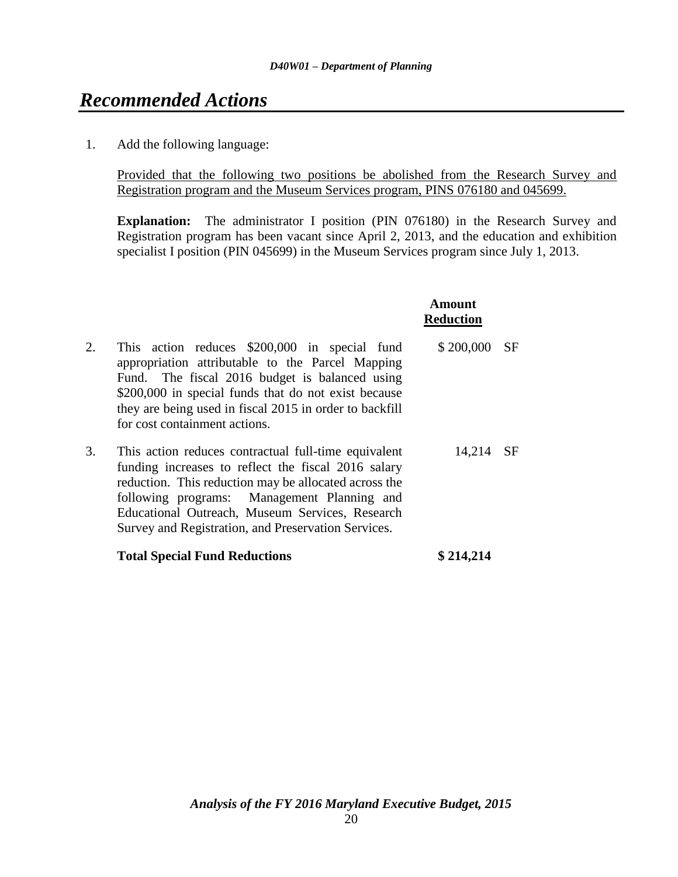# *Recommended Actions*

1. Add the following language:

   Provided that the following two positions be abolished from the Research Survey and Registration program and the Museum Services program, PINS 076180 and 045699.

   **Explanation:** The administrator I position (PIN 076180) in the Research Survey and Registration program has been vacant since April 2, 2013, and the education and exhibition specialist I position (PIN 045699) in the Museum Services program since July 1, 2013.

| | | Amount Reduction | |
|---|---|---|---|
| 2. | This action reduces $200,000 in special fund appropriation attributable to the Parcel Mapping Fund. The fiscal 2016 budget is balanced using $200,000 in special funds that do not exist because they are being used in fiscal 2015 in order to backfill for cost containment actions. | $ 200,000 | SF |
| 3. | This action reduces contractual full-time equivalent funding increases to reflect the fiscal 2016 salary reduction. This reduction may be allocated across the following programs: Management Planning and Educational Outreach, Museum Services, Research Survey and Registration, and Preservation Services. | 14,214 | SF |
| | **Total Special Fund Reductions** | **$ 214,214** | |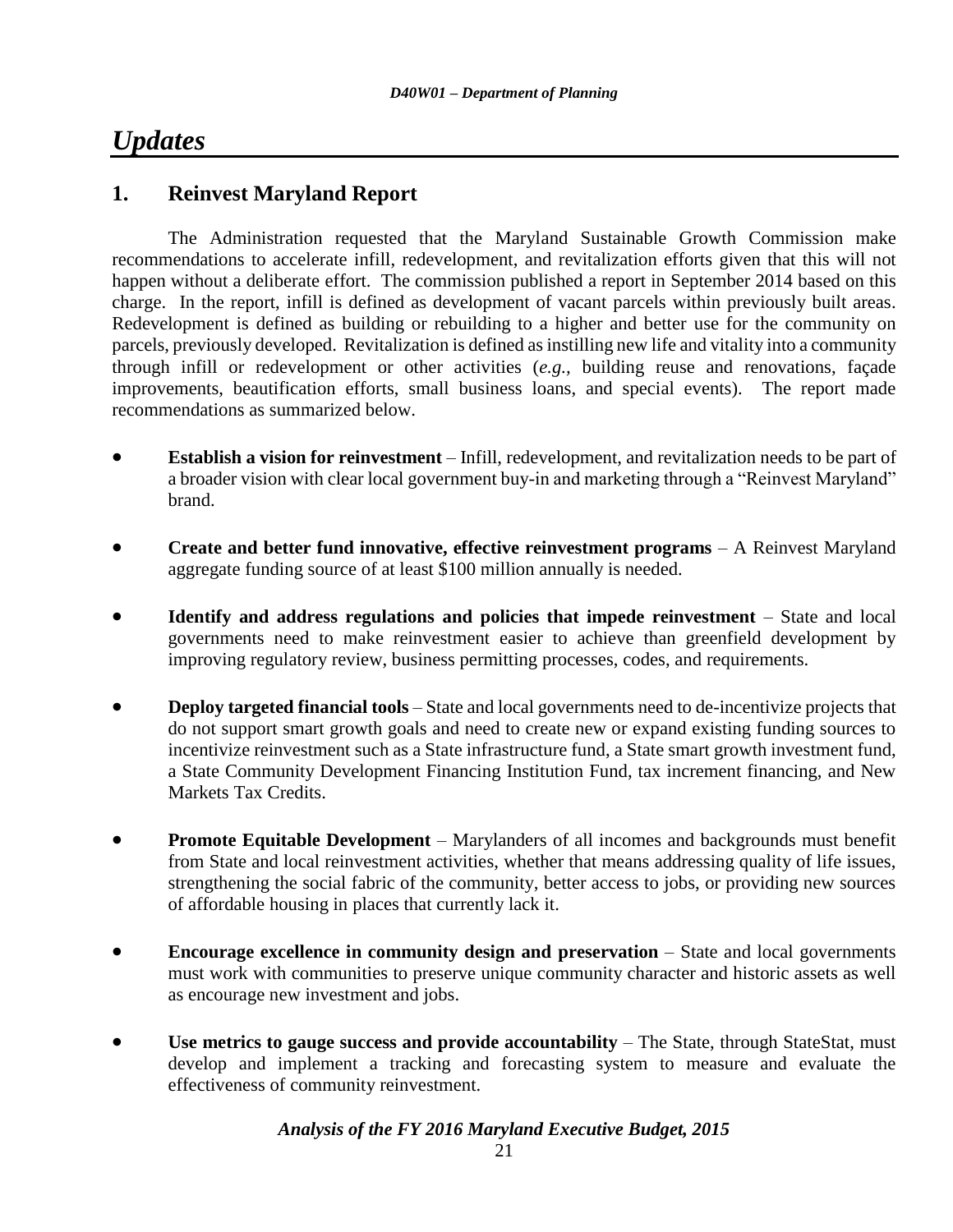# *Updates*

## 1. Reinvest Maryland Report

The Administration requested that the Maryland Sustainable Growth Commission make recommendations to accelerate infill, redevelopment, and revitalization efforts given that this will not happen without a deliberate effort. The commission published a report in September 2014 based on this charge. In the report, infill is defined as development of vacant parcels within previously built areas. Redevelopment is defined as building or rebuilding to a higher and better use for the community on parcels, previously developed. Revitalization is defined as instilling new life and vitality into a community through infill or redevelopment or other activities (*e.g.,* building reuse and renovations, façade improvements, beautification efforts, small business loans, and special events). The report made recommendations as summarized below.

- **Establish a vision for reinvestment** – Infill, redevelopment, and revitalization needs to be part of a broader vision with clear local government buy-in and marketing through a "Reinvest Maryland" brand.
- **Create and better fund innovative, effective reinvestment programs** – A Reinvest Maryland aggregate funding source of at least $100 million annually is needed.
- **Identify and address regulations and policies that impede reinvestment** – State and local governments need to make reinvestment easier to achieve than greenfield development by improving regulatory review, business permitting processes, codes, and requirements.
- **Deploy targeted financial tools** – State and local governments need to de-incentivize projects that do not support smart growth goals and need to create new or expand existing funding sources to incentivize reinvestment such as a State infrastructure fund, a State smart growth investment fund, a State Community Development Financing Institution Fund, tax increment financing, and New Markets Tax Credits.
- **Promote Equitable Development** – Marylanders of all incomes and backgrounds must benefit from State and local reinvestment activities, whether that means addressing quality of life issues, strengthening the social fabric of the community, better access to jobs, or providing new sources of affordable housing in places that currently lack it.
- **Encourage excellence in community design and preservation** – State and local governments must work with communities to preserve unique community character and historic assets as well as encourage new investment and jobs.
- **Use metrics to gauge success and provide accountability** – The State, through StateStat, must develop and implement a tracking and forecasting system to measure and evaluate the effectiveness of community reinvestment.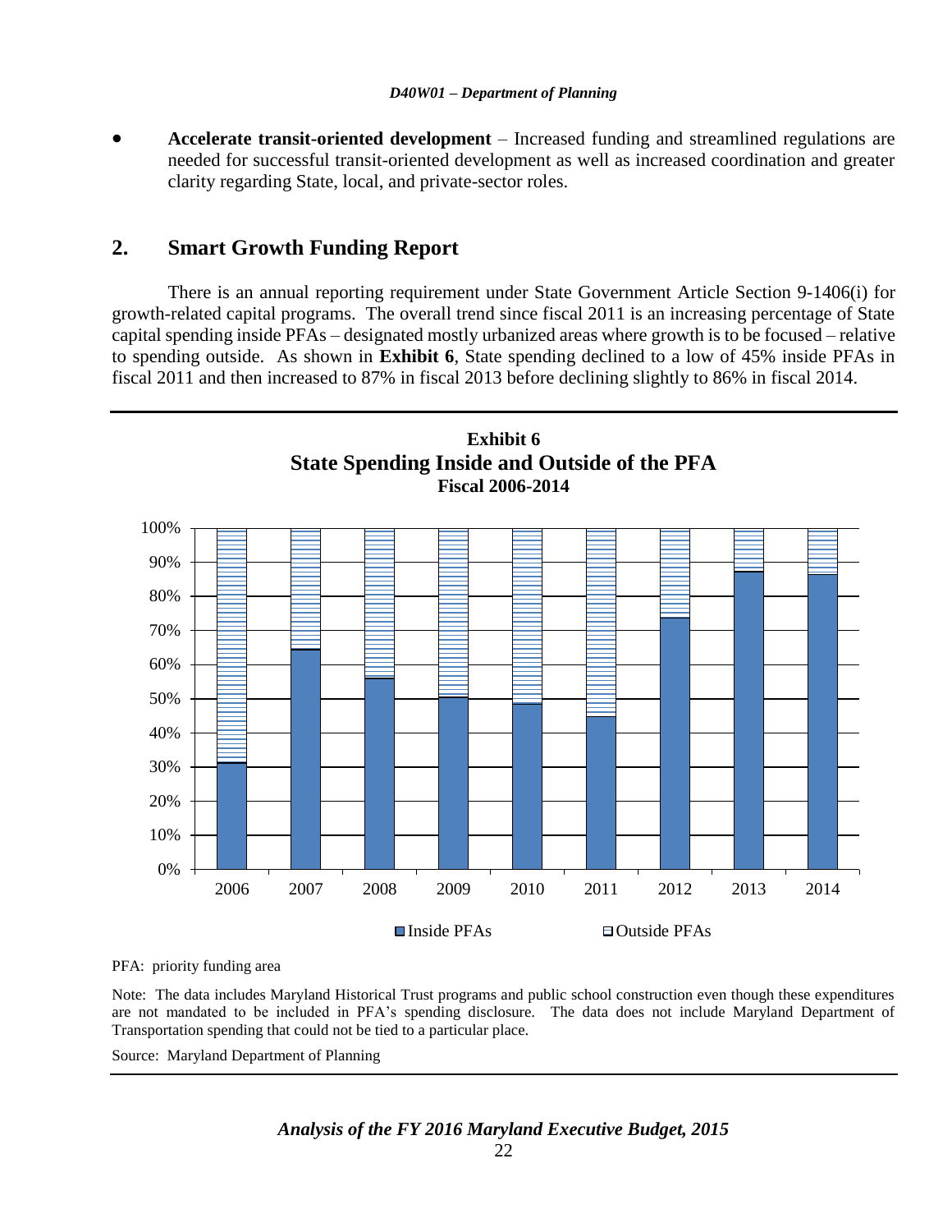- **Accelerate transit-oriented development** – Increased funding and streamlined regulations are needed for successful transit-oriented development as well as increased coordination and greater clarity regarding State, local, and private-sector roles.

## 2. Smart Growth Funding Report

There is an annual reporting requirement under State Government Article Section 9-1406(i) for growth-related capital programs. The overall trend since fiscal 2011 is an increasing percentage of State capital spending inside PFAs – designated mostly urbanized areas where growth is to be focused – relative to spending outside. As shown in **Exhibit 6**, State spending declined to a low of 45% inside PFAs in fiscal 2011 and then increased to 87% in fiscal 2013 before declining slightly to 86% in fiscal 2014.

**Exhibit 6**
**State Spending Inside and Outside of the PFA**
**Fiscal 2006-2014**

PFA: priority funding area

Note: The data includes Maryland Historical Trust programs and public school construction even though these expenditures are not mandated to be included in PFA's spending disclosure. The data does not include Maryland Department of Transportation spending that could not be tied to a particular place.

Source: Maryland Department of Planning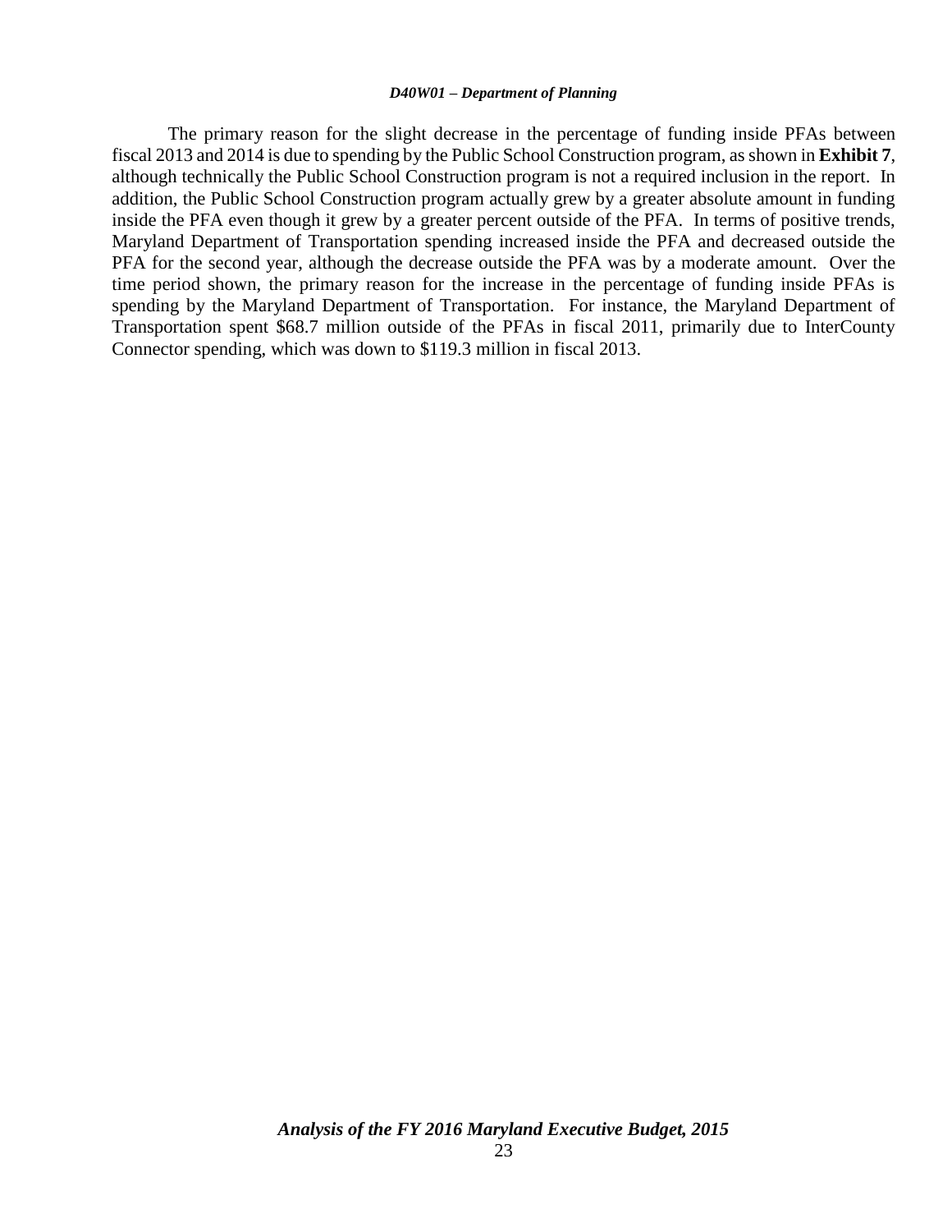The primary reason for the slight decrease in the percentage of funding inside PFAs between fiscal 2013 and 2014 is due to spending by the Public School Construction program, as shown in **Exhibit 7**, although technically the Public School Construction program is not a required inclusion in the report. In addition, the Public School Construction program actually grew by a greater absolute amount in funding inside the PFA even though it grew by a greater percent outside of the PFA. In terms of positive trends, Maryland Department of Transportation spending increased inside the PFA and decreased outside the PFA for the second year, although the decrease outside the PFA was by a moderate amount. Over the time period shown, the primary reason for the increase in the percentage of funding inside PFAs is spending by the Maryland Department of Transportation. For instance, the Maryland Department of Transportation spent $68.7 million outside of the PFAs in fiscal 2011, primarily due to InterCounty Connector spending, which was down to $119.3 million in fiscal 2013.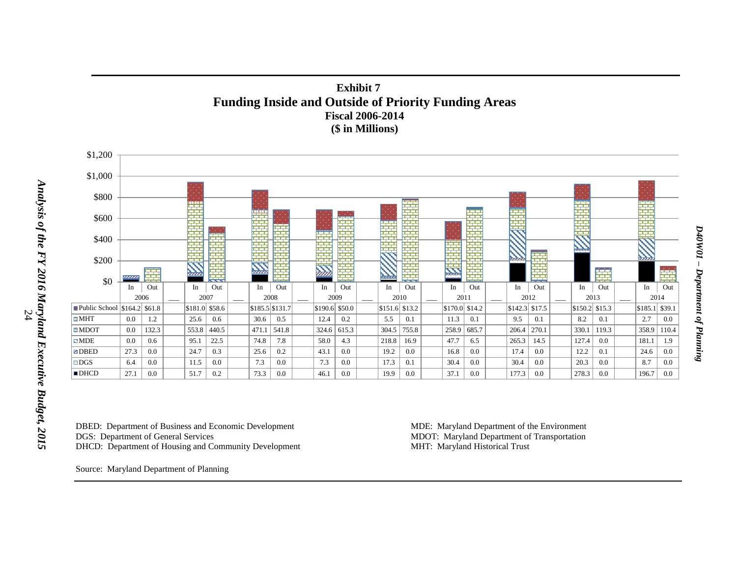**Exhibit 7**
**Funding Inside and Outside of Priority Funding Areas**
**Fiscal 2006-2014**
**($ in Millions)**

| | 2006 In | 2006 Out | 2007 In | 2007 Out | 2008 In | 2008 Out | 2009 In | 2009 Out | 2010 In | 2010 Out | 2011 In | 2011 Out | 2012 In | 2012 Out | 2013 In | 2013 Out | 2014 In | 2014 Out |
|---|---|---|---|---|---|---|---|---|---|---|---|---|---|---|---|---|---|---|
| Public School | $164.2 | $61.8 | $181.0 | $58.6 | $185.5 | $131.7 | $190.6 | $50.0 | $151.6 | $13.2 | $170.0 | $14.2 | $142.3 | $17.5 | $150.2 | $15.3 | $185.1 | $39.1 |
| MHT | 0.0 | 1.2 | 25.6 | 0.6 | 30.6 | 0.5 | 12.4 | 0.2 | 5.5 | 0.1 | 11.3 | 0.1 | 9.5 | 0.1 | 8.2 | 0.1 | 2.7 | 0.0 |
| MDOT | 0.0 | 132.3 | 553.8 | 440.5 | 471.1 | 541.8 | 324.6 | 615.3 | 304.5 | 755.8 | 258.9 | 685.7 | 206.4 | 270.1 | 330.1 | 119.3 | 358.9 | 110.4 |
| MDE | 0.0 | 0.6 | 95.1 | 22.5 | 74.8 | 7.8 | 58.0 | 4.3 | 218.8 | 16.9 | 47.7 | 6.5 | 265.3 | 14.5 | 127.4 | 0.0 | 181.1 | 1.9 |
| DBED | 27.3 | 0.0 | 24.7 | 0.3 | 25.6 | 0.2 | 43.1 | 0.0 | 19.2 | 0.0 | 16.8 | 0.0 | 17.4 | 0.0 | 12.2 | 0.1 | 24.6 | 0.0 |
| DGS | 6.4 | 0.0 | 11.5 | 0.0 | 7.3 | 0.0 | 7.3 | 0.0 | 17.3 | 0.1 | 30.4 | 0.0 | 30.4 | 0.0 | 20.3 | 0.0 | 8.7 | 0.0 |
| DHCD | 27.1 | 0.0 | 51.7 | 0.2 | 73.3 | 0.0 | 46.1 | 0.0 | 19.9 | 0.0 | 37.1 | 0.0 | 177.3 | 0.0 | 278.3 | 0.0 | 196.7 | 0.0 |

DBED: Department of Business and Economic Development
DGS: Department of General Services
DHCD: Department of Housing and Community Development
MDE: Maryland Department of the Environment
MDOT: Maryland Department of Transportation
MHT: Maryland Historical Trust

Source: Maryland Department of Planning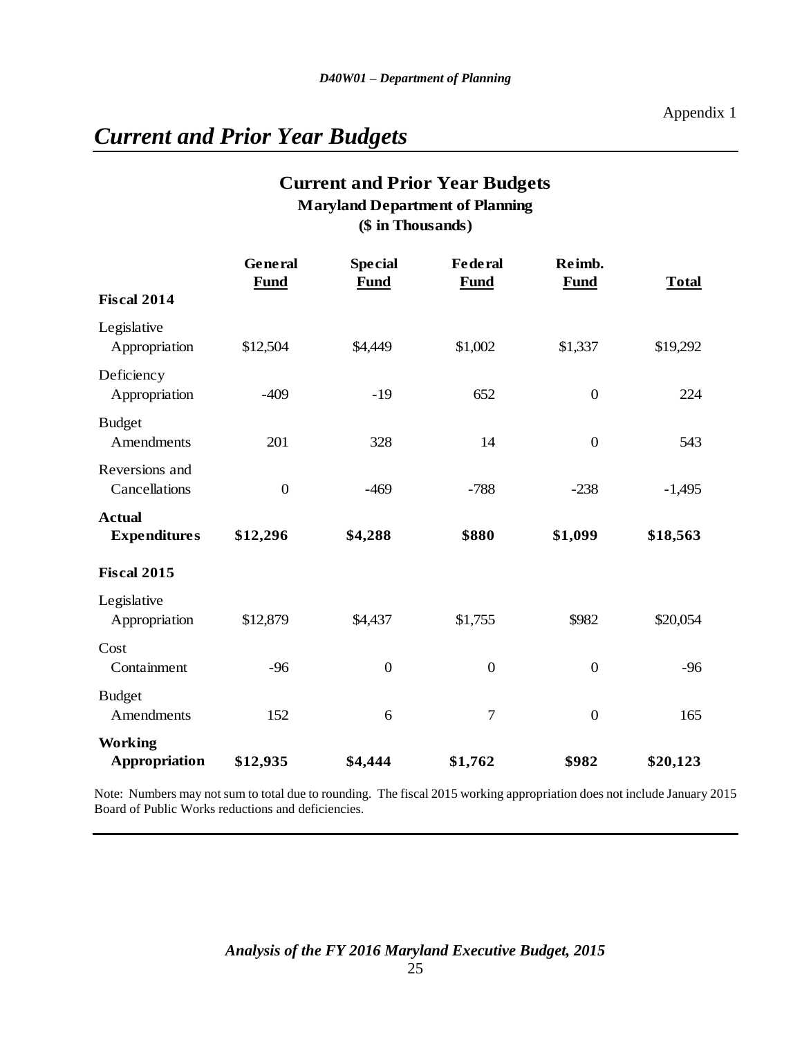Appendix 1

# *Current and Prior Year Budgets*

## Current and Prior Year Budgets

**Maryland Department of Planning**

**($ in Thousands)**

| | General Fund | Special Fund | Federal Fund | Reimb. Fund | Total |
|---|---|---|---|---|---|
| **Fiscal 2014** | | | | | |
| Legislative Appropriation | $12,504 | $4,449 | $1,002 | $1,337 | $19,292 |
| Deficiency Appropriation | -409 | -19 | 652 | 0 | 224 |
| Budget Amendments | 201 | 328 | 14 | 0 | 543 |
| Reversions and Cancellations | 0 | -469 | -788 | -238 | -1,495 |
| **Actual Expenditures** | **$12,296** | **$4,288** | **$880** | **$1,099** | **$18,563** |
| **Fiscal 2015** | | | | | |
| Legislative Appropriation | $12,879 | $4,437 | $1,755 | $982 | $20,054 |
| Cost Containment | -96 | 0 | 0 | 0 | -96 |
| Budget Amendments | 152 | 6 | 7 | 0 | 165 |
| **Working Appropriation** | **$12,935** | **$4,444** | **$1,762** | **$982** | **$20,123** |

Note: Numbers may not sum to total due to rounding. The fiscal 2015 working appropriation does not include January 2015 Board of Public Works reductions and deficiencies.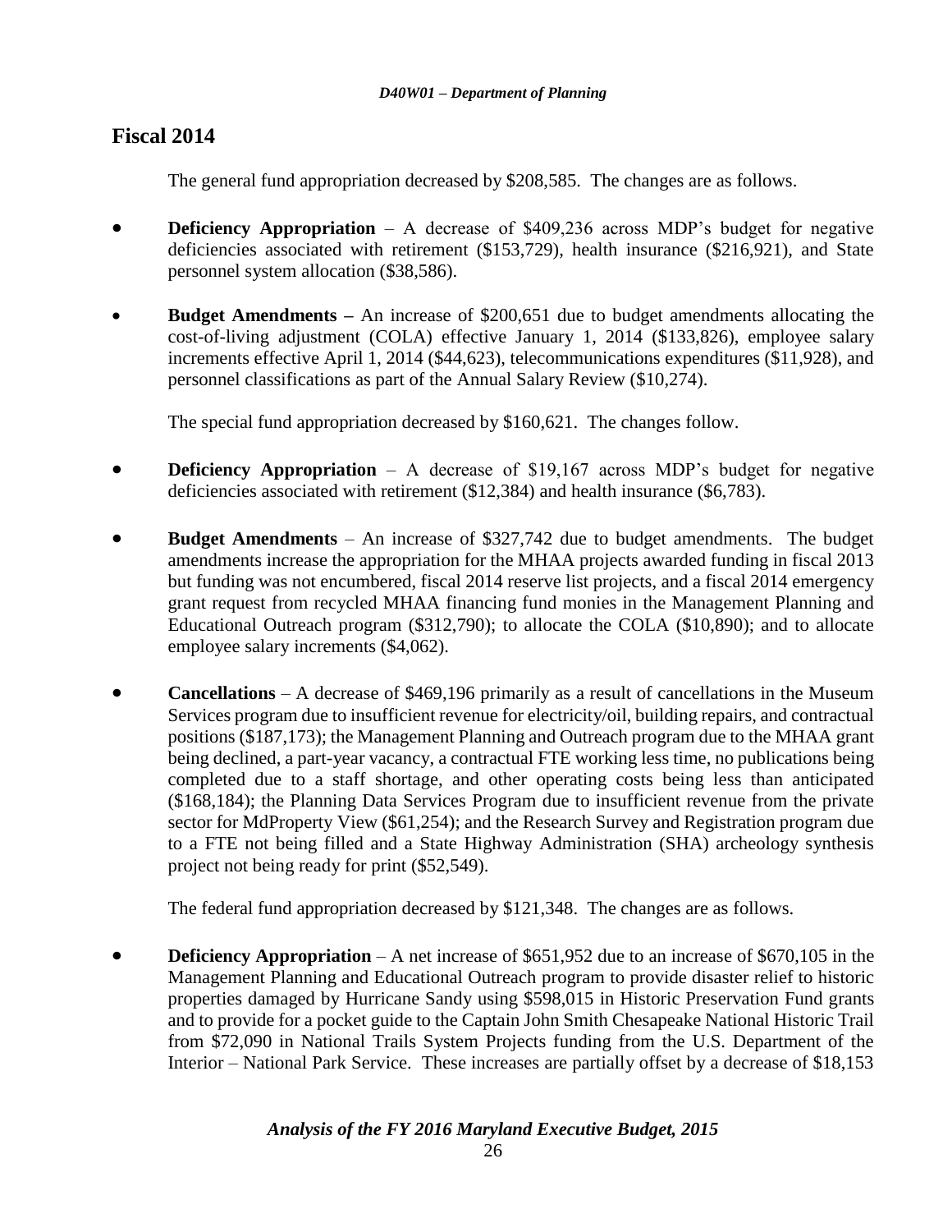## Fiscal 2014

The general fund appropriation decreased by $208,585. The changes are as follows.

- **Deficiency Appropriation** – A decrease of $409,236 across MDP's budget for negative deficiencies associated with retirement ($153,729), health insurance ($216,921), and State personnel system allocation ($38,586).
- **Budget Amendments –** An increase of $200,651 due to budget amendments allocating the cost-of-living adjustment (COLA) effective January 1, 2014 ($133,826), employee salary increments effective April 1, 2014 ($44,623), telecommunications expenditures ($11,928), and personnel classifications as part of the Annual Salary Review ($10,274).

The special fund appropriation decreased by $160,621. The changes follow.

- **Deficiency Appropriation** – A decrease of $19,167 across MDP's budget for negative deficiencies associated with retirement ($12,384) and health insurance ($6,783).
- **Budget Amendments** – An increase of $327,742 due to budget amendments. The budget amendments increase the appropriation for the MHAA projects awarded funding in fiscal 2013 but funding was not encumbered, fiscal 2014 reserve list projects, and a fiscal 2014 emergency grant request from recycled MHAA financing fund monies in the Management Planning and Educational Outreach program ($312,790); to allocate the COLA ($10,890); and to allocate employee salary increments ($4,062).
- **Cancellations** – A decrease of $469,196 primarily as a result of cancellations in the Museum Services program due to insufficient revenue for electricity/oil, building repairs, and contractual positions ($187,173); the Management Planning and Outreach program due to the MHAA grant being declined, a part-year vacancy, a contractual FTE working less time, no publications being completed due to a staff shortage, and other operating costs being less than anticipated ($168,184); the Planning Data Services Program due to insufficient revenue from the private sector for MdProperty View ($61,254); and the Research Survey and Registration program due to a FTE not being filled and a State Highway Administration (SHA) archeology synthesis project not being ready for print ($52,549).

The federal fund appropriation decreased by $121,348. The changes are as follows.

- **Deficiency Appropriation** – A net increase of $651,952 due to an increase of $670,105 in the Management Planning and Educational Outreach program to provide disaster relief to historic properties damaged by Hurricane Sandy using $598,015 in Historic Preservation Fund grants and to provide for a pocket guide to the Captain John Smith Chesapeake National Historic Trail from $72,090 in National Trails System Projects funding from the U.S. Department of the Interior – National Park Service. These increases are partially offset by a decrease of $18,153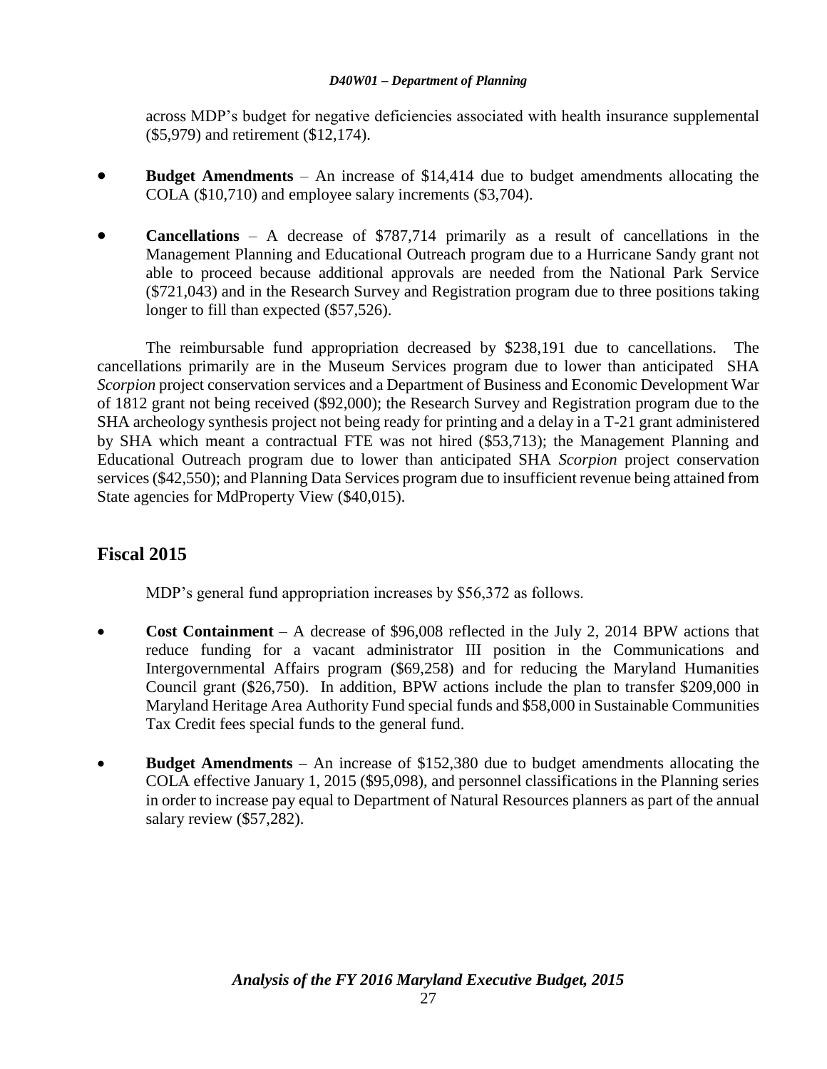across MDP's budget for negative deficiencies associated with health insurance supplemental ($5,979) and retirement ($12,174).

- **Budget Amendments** – An increase of $14,414 due to budget amendments allocating the COLA ($10,710) and employee salary increments ($3,704).
- **Cancellations** – A decrease of $787,714 primarily as a result of cancellations in the Management Planning and Educational Outreach program due to a Hurricane Sandy grant not able to proceed because additional approvals are needed from the National Park Service ($721,043) and in the Research Survey and Registration program due to three positions taking longer to fill than expected ($57,526).

The reimbursable fund appropriation decreased by $238,191 due to cancellations. The cancellations primarily are in the Museum Services program due to lower than anticipated SHA *Scorpion* project conservation services and a Department of Business and Economic Development War of 1812 grant not being received ($92,000); the Research Survey and Registration program due to the SHA archeology synthesis project not being ready for printing and a delay in a T-21 grant administered by SHA which meant a contractual FTE was not hired ($53,713); the Management Planning and Educational Outreach program due to lower than anticipated SHA *Scorpion* project conservation services ($42,550); and Planning Data Services program due to insufficient revenue being attained from State agencies for MdProperty View ($40,015).

## Fiscal 2015

MDP's general fund appropriation increases by $56,372 as follows.

- **Cost Containment** – A decrease of $96,008 reflected in the July 2, 2014 BPW actions that reduce funding for a vacant administrator III position in the Communications and Intergovernmental Affairs program ($69,258) and for reducing the Maryland Humanities Council grant ($26,750). In addition, BPW actions include the plan to transfer $209,000 in Maryland Heritage Area Authority Fund special funds and $58,000 in Sustainable Communities Tax Credit fees special funds to the general fund.
- **Budget Amendments** – An increase of $152,380 due to budget amendments allocating the COLA effective January 1, 2015 ($95,098), and personnel classifications in the Planning series in order to increase pay equal to Department of Natural Resources planners as part of the annual salary review ($57,282).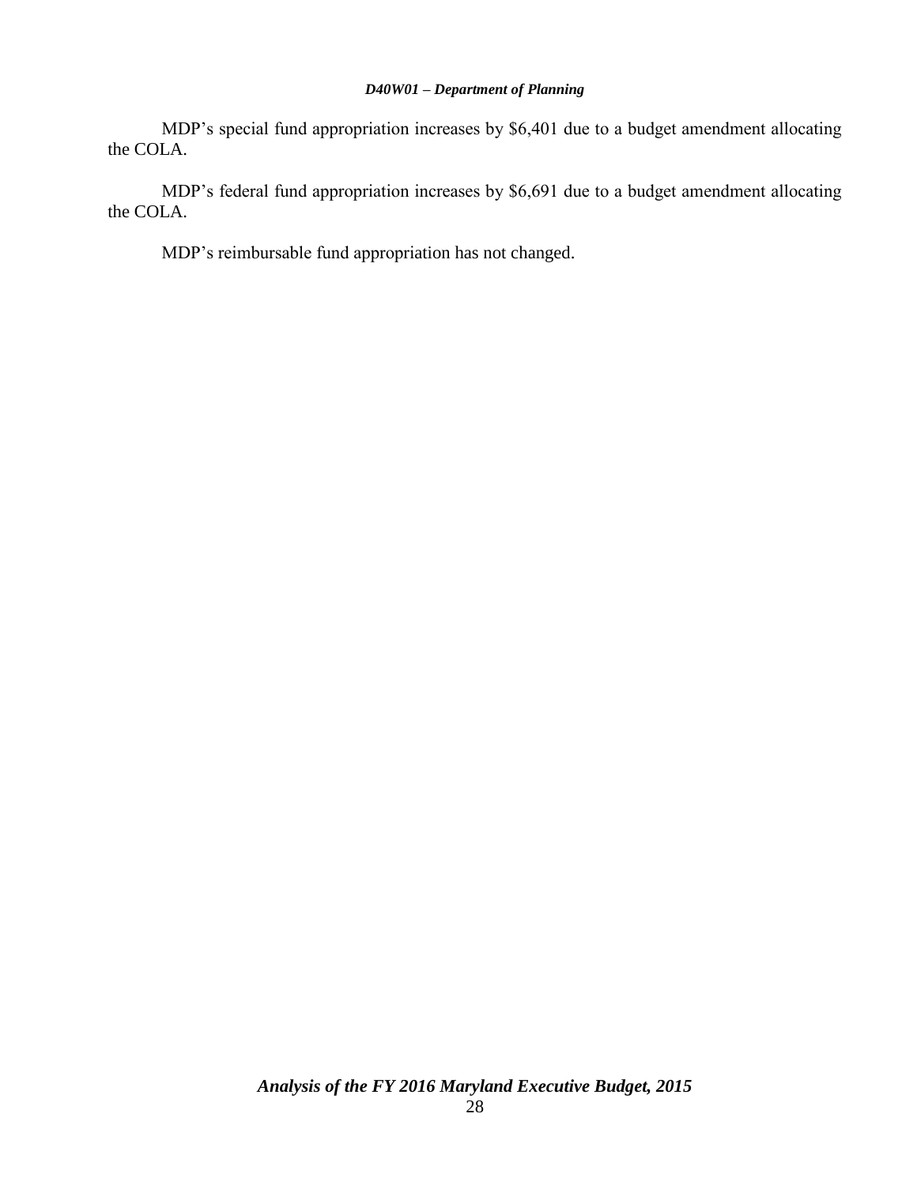MDP’s special fund appropriation increases by $6,401 due to a budget amendment allocating the COLA.

MDP’s federal fund appropriation increases by $6,691 due to a budget amendment allocating the COLA.

MDP’s reimbursable fund appropriation has not changed.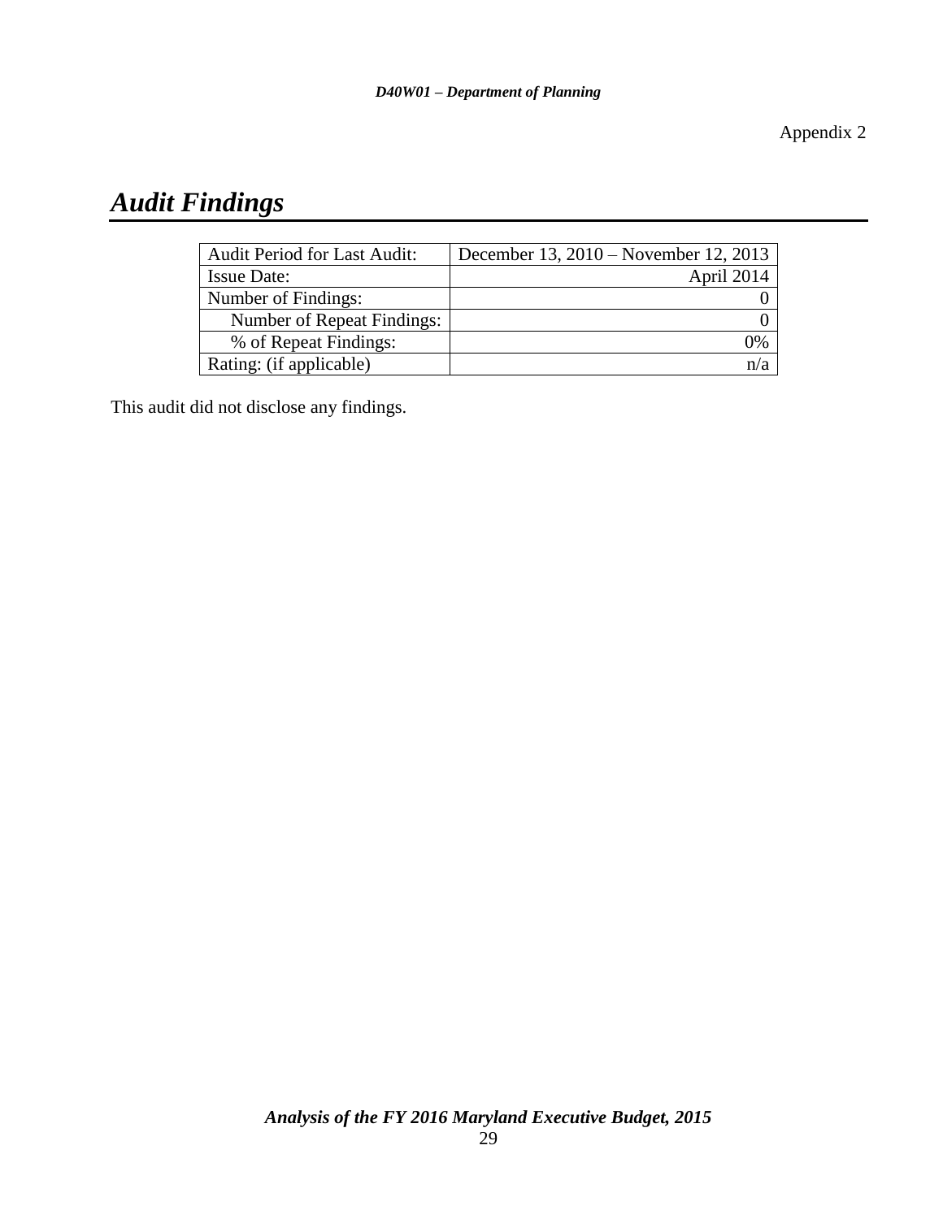Appendix 2

# *Audit Findings*

| Audit Period for Last Audit: | December 13, 2010 – November 12, 2013 |
|---|---|
| Issue Date: | April 2014 |
| Number of Findings: | 0 |
| Number of Repeat Findings: | 0 |
| % of Repeat Findings: | 0% |
| Rating: (if applicable) | n/a |

This audit did not disclose any findings.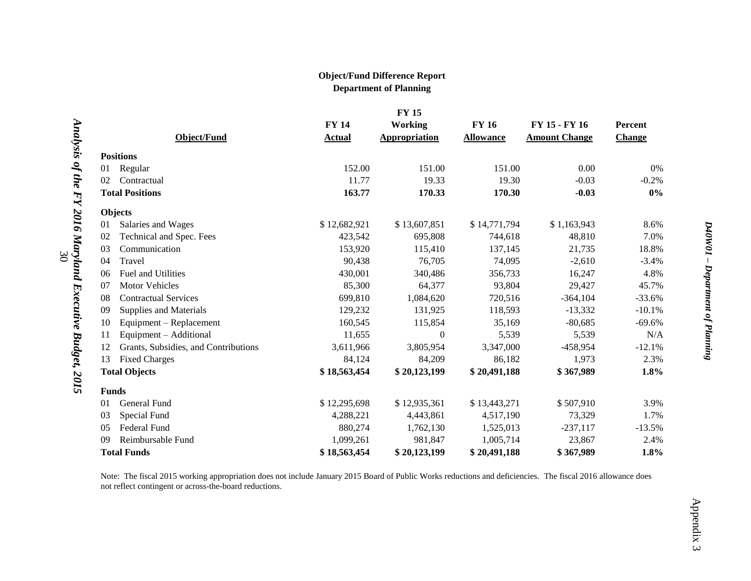**Object/Fund Difference Report**
**Department of Planning**

| Object/Fund | FY 14 Actual | FY 15 Working Appropriation | FY 16 Allowance | FY 15 - FY 16 Amount Change | Percent Change |
|---|---|---|---|---|---|
| **Positions** | | | | | |
| 01 Regular | 152.00 | 151.00 | 151.00 | 0.00 | 0% |
| 02 Contractual | 11.77 | 19.33 | 19.30 | -0.03 | -0.2% |
| **Total Positions** | **163.77** | **170.33** | **170.30** | **-0.03** | **0%** |
| **Objects** | | | | | |
| 01 Salaries and Wages | $ 12,682,921 | $ 13,607,851 | $ 14,771,794 | $ 1,163,943 | 8.6% |
| 02 Technical and Spec. Fees | 423,542 | 695,808 | 744,618 | 48,810 | 7.0% |
| 03 Communication | 153,920 | 115,410 | 137,145 | 21,735 | 18.8% |
| 04 Travel | 90,438 | 76,705 | 74,095 | -2,610 | -3.4% |
| 06 Fuel and Utilities | 430,001 | 340,486 | 356,733 | 16,247 | 4.8% |
| 07 Motor Vehicles | 85,300 | 64,377 | 93,804 | 29,427 | 45.7% |
| 08 Contractual Services | 699,810 | 1,084,620 | 720,516 | -364,104 | -33.6% |
| 09 Supplies and Materials | 129,232 | 131,925 | 118,593 | -13,332 | -10.1% |
| 10 Equipment – Replacement | 160,545 | 115,854 | 35,169 | -80,685 | -69.6% |
| 11 Equipment – Additional | 11,655 | 0 | 5,539 | 5,539 | N/A |
| 12 Grants, Subsidies, and Contributions | 3,611,966 | 3,805,954 | 3,347,000 | -458,954 | -12.1% |
| 13 Fixed Charges | 84,124 | 84,209 | 86,182 | 1,973 | 2.3% |
| **Total Objects** | **$ 18,563,454** | **$ 20,123,199** | **$ 20,491,188** | **$ 367,989** | **1.8%** |
| **Funds** | | | | | |
| 01 General Fund | $ 12,295,698 | $ 12,935,361 | $ 13,443,271 | $ 507,910 | 3.9% |
| 03 Special Fund | 4,288,221 | 4,443,861 | 4,517,190 | 73,329 | 1.7% |
| 05 Federal Fund | 880,274 | 1,762,130 | 1,525,013 | -237,117 | -13.5% |
| 09 Reimbursable Fund | 1,099,261 | 981,847 | 1,005,714 | 23,867 | 2.4% |
| **Total Funds** | **$ 18,563,454** | **$ 20,123,199** | **$ 20,491,188** | **$ 367,989** | **1.8%** |

Note: The fiscal 2015 working appropriation does not include January 2015 Board of Public Works reductions and deficiencies. The fiscal 2016 allowance does not reflect contingent or across-the-board reductions.

Appendix 3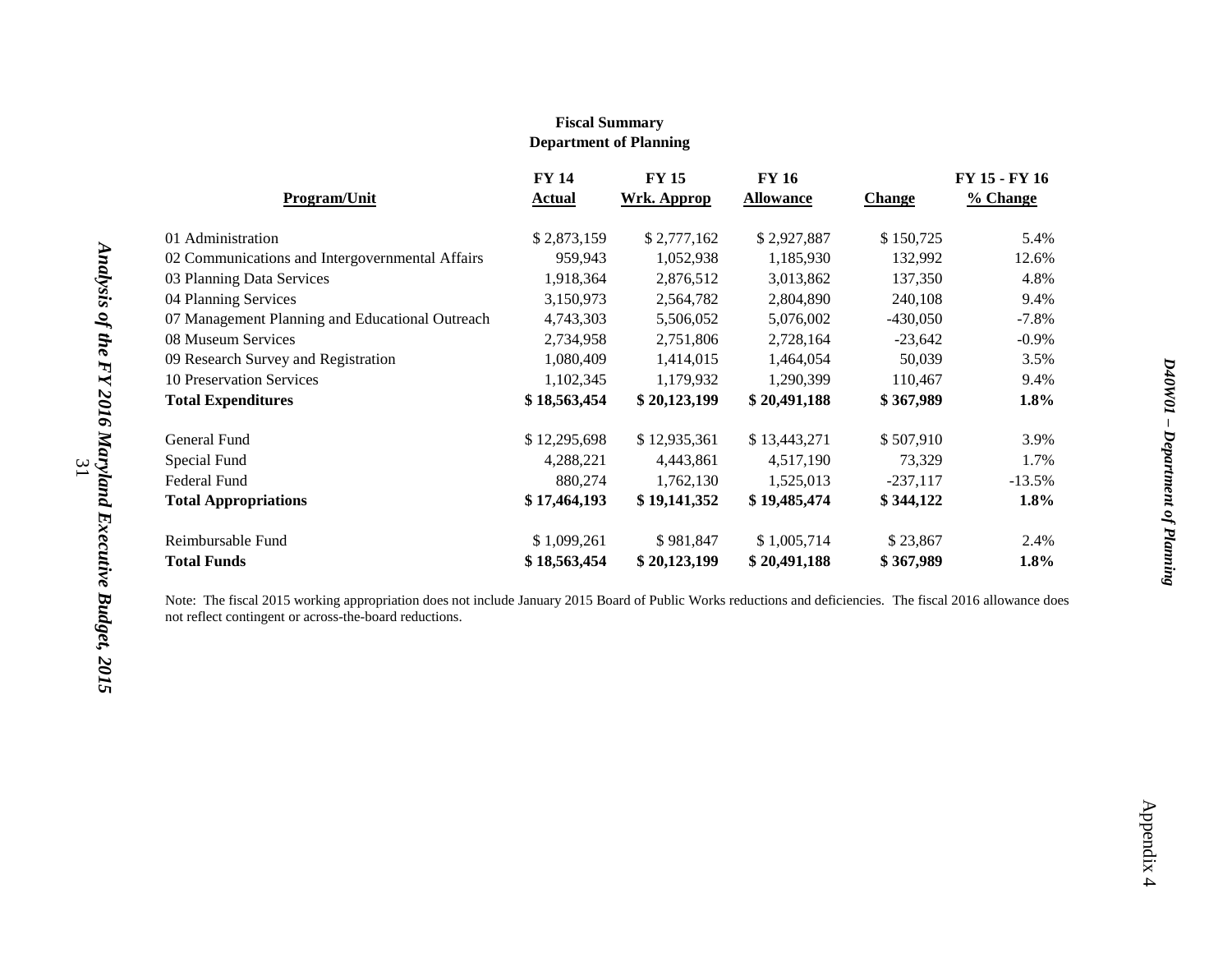**Fiscal Summary**
**Department of Planning**

| Program/Unit | FY 14 Actual | FY 15 Wrk. Approp | FY 16 Allowance | Change | FY 15 - FY 16 % Change |
|---|---|---|---|---|---|
| 01 Administration | $ 2,873,159 | $ 2,777,162 | $ 2,927,887 | $ 150,725 | 5.4% |
| 02 Communications and Intergovernmental Affairs | 959,943 | 1,052,938 | 1,185,930 | 132,992 | 12.6% |
| 03 Planning Data Services | 1,918,364 | 2,876,512 | 3,013,862 | 137,350 | 4.8% |
| 04 Planning Services | 3,150,973 | 2,564,782 | 2,804,890 | 240,108 | 9.4% |
| 07 Management Planning and Educational Outreach | 4,743,303 | 5,506,052 | 5,076,002 | -430,050 | -7.8% |
| 08 Museum Services | 2,734,958 | 2,751,806 | 2,728,164 | -23,642 | -0.9% |
| 09 Research Survey and Registration | 1,080,409 | 1,414,015 | 1,464,054 | 50,039 | 3.5% |
| 10 Preservation Services | 1,102,345 | 1,179,932 | 1,290,399 | 110,467 | 9.4% |
| **Total Expenditures** | **$ 18,563,454** | **$ 20,123,199** | **$ 20,491,188** | **$ 367,989** | **1.8%** |
| General Fund | $ 12,295,698 | $ 12,935,361 | $ 13,443,271 | $ 507,910 | 3.9% |
| Special Fund | 4,288,221 | 4,443,861 | 4,517,190 | 73,329 | 1.7% |
| Federal Fund | 880,274 | 1,762,130 | 1,525,013 | -237,117 | -13.5% |
| **Total Appropriations** | **$ 17,464,193** | **$ 19,141,352** | **$ 19,485,474** | **$ 344,122** | **1.8%** |
| Reimbursable Fund | $ 1,099,261 | $ 981,847 | $ 1,005,714 | $ 23,867 | 2.4% |
| **Total Funds** | **$ 18,563,454** | **$ 20,123,199** | **$ 20,491,188** | **$ 367,989** | **1.8%** |

Note: The fiscal 2015 working appropriation does not include January 2015 Board of Public Works reductions and deficiencies. The fiscal 2016 allowance does not reflect contingent or across-the-board reductions.